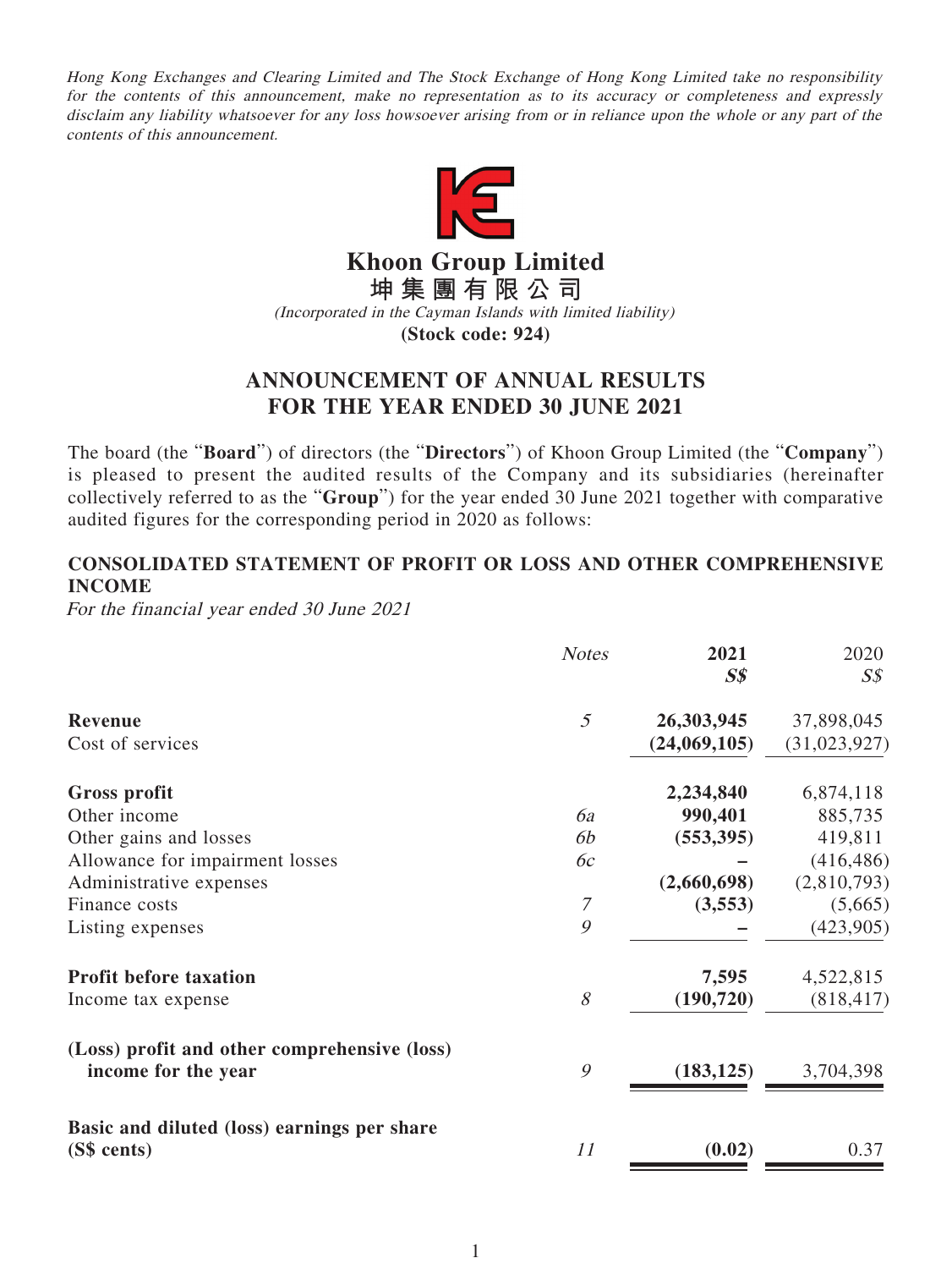*Hong Kong Exchanges and Clearing Limited and The Stock Exchange of Hong Kong Limited take no responsibility for the contents of this announcement, make no representation as to its accuracy or completeness and expressly disclaim any liability whatsoever for any loss howsoever arising from or in reliance upon the whole or any part of the contents of this announcement.*

# Khoon Group Limited
# 坤集團有限公司

*(Incorporated in the Cayman Islands with limited liability)*

**(Stock code: 924)**

## ANNOUNCEMENT OF ANNUAL RESULTS FOR THE YEAR ENDED 30 JUNE 2021

The board (the "**Board**") of directors (the "**Directors**") of Khoon Group Limited (the "**Company**") is pleased to present the audited results of the Company and its subsidiaries (hereinafter collectively referred to as the "**Group**") for the year ended 30 June 2021 together with comparative audited figures for the corresponding period in 2020 as follows:

### CONSOLIDATED STATEMENT OF PROFIT OR LOSS AND OTHER COMPREHENSIVE INCOME

*For the financial year ended 30 June 2021*

| | *Notes* | **2021** *S$* | 2020 *S$* |
|---|---|---|---|
| **Revenue** | *5* | **26,303,945** | 37,898,045 |
| Cost of services | | **(24,069,105)** | (31,023,927) |
| **Gross profit** | | **2,234,840** | 6,874,118 |
| Other income | *6a* | **990,401** | 885,735 |
| Other gains and losses | *6b* | **(553,395)** | 419,811 |
| Allowance for impairment losses | *6c* | **–** | (416,486) |
| Administrative expenses | | **(2,660,698)** | (2,810,793) |
| Finance costs | *7* | **(3,553)** | (5,665) |
| Listing expenses | *9* | **–** | (423,905) |
| **Profit before taxation** | | **7,595** | 4,522,815 |
| Income tax expense | *8* | **(190,720)** | (818,417) |
| **(Loss) profit and other comprehensive (loss) income for the year** | *9* | **(183,125)** | 3,704,398 |
| **Basic and diluted (loss) earnings per share (S$ cents)** | *11* | **(0.02)** | 0.37 |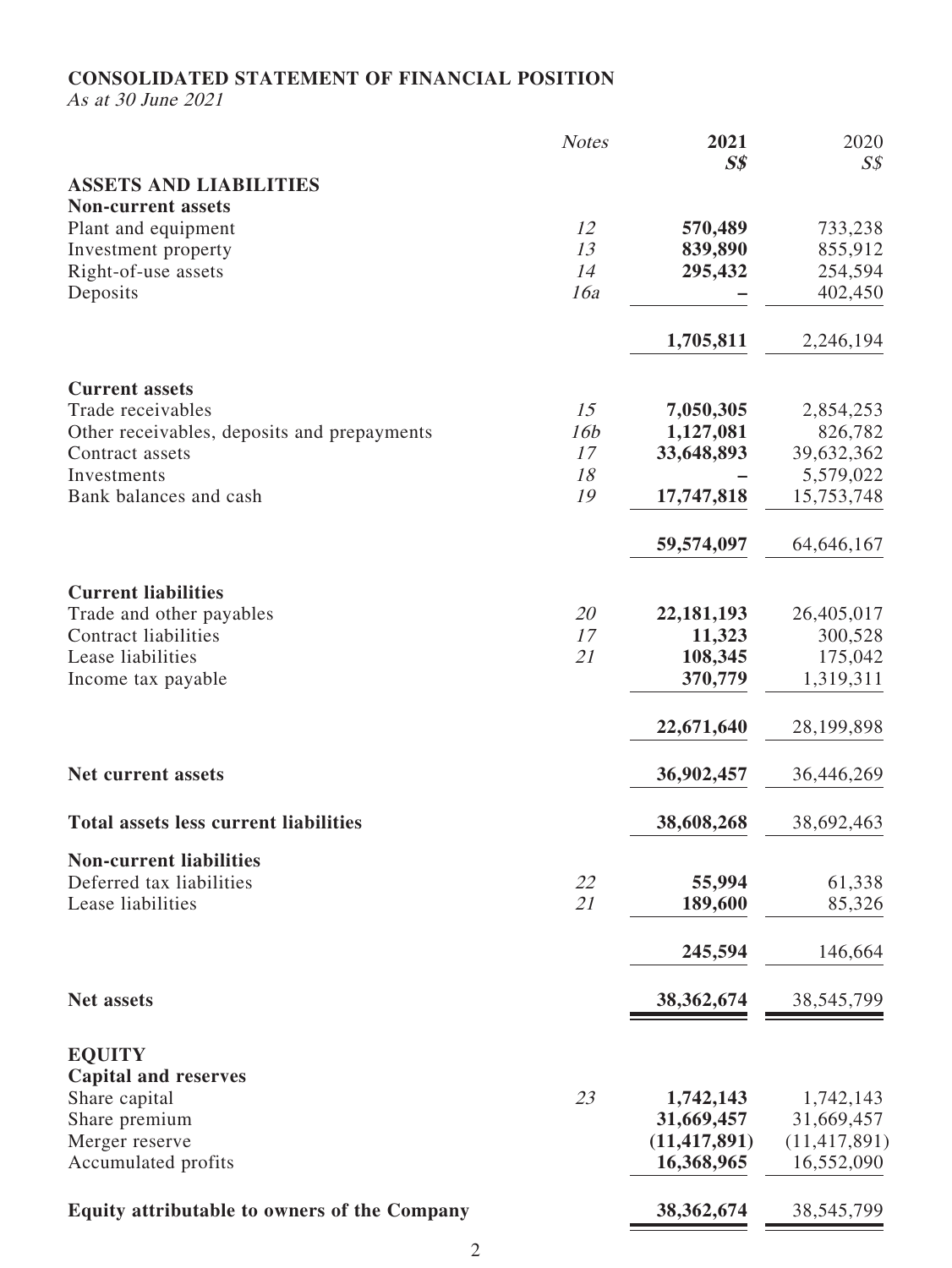**CONSOLIDATED STATEMENT OF FINANCIAL POSITION**

*As at 30 June 2021*

| | *Notes* | **2021** | 2020 |
|---|---|---|---|
| | | ***S$*** | *S$* |
| **ASSETS AND LIABILITIES** | | | |
| **Non-current assets** | | | |
| Plant and equipment | *12* | **570,489** | 733,238 |
| Investment property | *13* | **839,890** | 855,912 |
| Right-of-use assets | *14* | **295,432** | 254,594 |
| Deposits | *16a* | **–** | 402,450 |
| | | **1,705,811** | 2,246,194 |
| **Current assets** | | | |
| Trade receivables | *15* | **7,050,305** | 2,854,253 |
| Other receivables, deposits and prepayments | *16b* | **1,127,081** | 826,782 |
| Contract assets | *17* | **33,648,893** | 39,632,362 |
| Investments | *18* | **–** | 5,579,022 |
| Bank balances and cash | *19* | **17,747,818** | 15,753,748 |
| | | **59,574,097** | 64,646,167 |
| **Current liabilities** | | | |
| Trade and other payables | *20* | **22,181,193** | 26,405,017 |
| Contract liabilities | *17* | **11,323** | 300,528 |
| Lease liabilities | *21* | **108,345** | 175,042 |
| Income tax payable | | **370,779** | 1,319,311 |
| | | **22,671,640** | 28,199,898 |
| **Net current assets** | | **36,902,457** | 36,446,269 |
| **Total assets less current liabilities** | | **38,608,268** | 38,692,463 |
| **Non-current liabilities** | | | |
| Deferred tax liabilities | *22* | **55,994** | 61,338 |
| Lease liabilities | *21* | **189,600** | 85,326 |
| | | **245,594** | 146,664 |
| **Net assets** | | **38,362,674** | 38,545,799 |
| **EQUITY** | | | |
| **Capital and reserves** | | | |
| Share capital | *23* | **1,742,143** | 1,742,143 |
| Share premium | | **31,669,457** | 31,669,457 |
| Merger reserve | | **(11,417,891)** | (11,417,891) |
| Accumulated profits | | **16,368,965** | 16,552,090 |
| **Equity attributable to owners of the Company** | | **38,362,674** | 38,545,799 |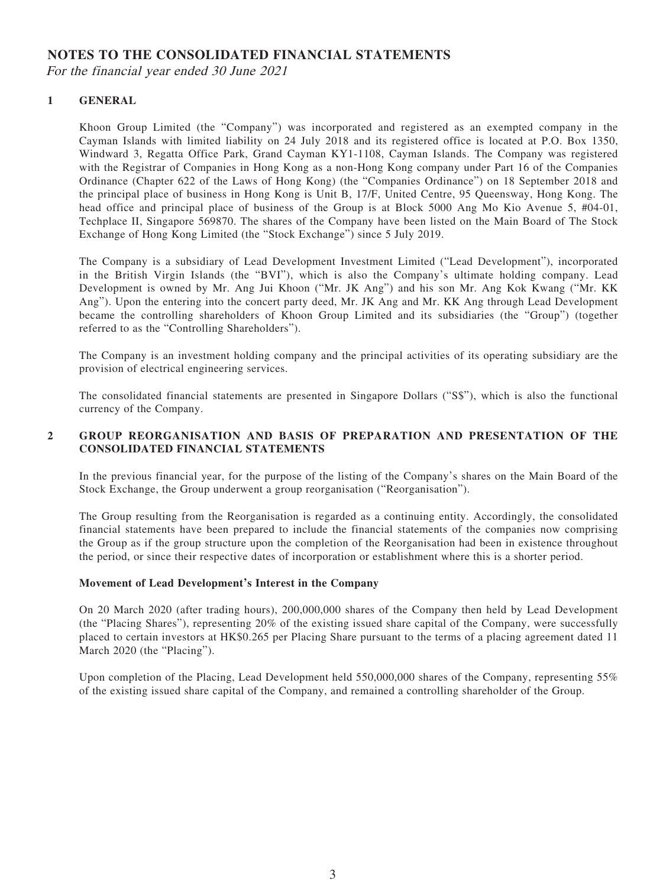# NOTES TO THE CONSOLIDATED FINANCIAL STATEMENTS

*For the financial year ended 30 June 2021*

## 1 GENERAL

Khoon Group Limited (the "Company") was incorporated and registered as an exempted company in the Cayman Islands with limited liability on 24 July 2018 and its registered office is located at P.O. Box 1350, Windward 3, Regatta Office Park, Grand Cayman KY1-1108, Cayman Islands. The Company was registered with the Registrar of Companies in Hong Kong as a non-Hong Kong company under Part 16 of the Companies Ordinance (Chapter 622 of the Laws of Hong Kong) (the "Companies Ordinance") on 18 September 2018 and the principal place of business in Hong Kong is Unit B, 17/F, United Centre, 95 Queensway, Hong Kong. The head office and principal place of business of the Group is at Block 5000 Ang Mo Kio Avenue 5, #04-01, Techplace II, Singapore 569870. The shares of the Company have been listed on the Main Board of The Stock Exchange of Hong Kong Limited (the "Stock Exchange") since 5 July 2019.

The Company is a subsidiary of Lead Development Investment Limited ("Lead Development"), incorporated in the British Virgin Islands (the "BVI"), which is also the Company's ultimate holding company. Lead Development is owned by Mr. Ang Jui Khoon ("Mr. JK Ang") and his son Mr. Ang Kok Kwang ("Mr. KK Ang"). Upon the entering into the concert party deed, Mr. JK Ang and Mr. KK Ang through Lead Development became the controlling shareholders of Khoon Group Limited and its subsidiaries (the "Group") (together referred to as the "Controlling Shareholders").

The Company is an investment holding company and the principal activities of its operating subsidiary are the provision of electrical engineering services.

The consolidated financial statements are presented in Singapore Dollars ("S$"), which is also the functional currency of the Company.

## 2 GROUP REORGANISATION AND BASIS OF PREPARATION AND PRESENTATION OF THE CONSOLIDATED FINANCIAL STATEMENTS

In the previous financial year, for the purpose of the listing of the Company's shares on the Main Board of the Stock Exchange, the Group underwent a group reorganisation ("Reorganisation").

The Group resulting from the Reorganisation is regarded as a continuing entity. Accordingly, the consolidated financial statements have been prepared to include the financial statements of the companies now comprising the Group as if the group structure upon the completion of the Reorganisation had been in existence throughout the period, or since their respective dates of incorporation or establishment where this is a shorter period.

**Movement of Lead Development's Interest in the Company**

On 20 March 2020 (after trading hours), 200,000,000 shares of the Company then held by Lead Development (the "Placing Shares"), representing 20% of the existing issued share capital of the Company, were successfully placed to certain investors at HK$0.265 per Placing Share pursuant to the terms of a placing agreement dated 11 March 2020 (the "Placing").

Upon completion of the Placing, Lead Development held 550,000,000 shares of the Company, representing 55% of the existing issued share capital of the Company, and remained a controlling shareholder of the Group.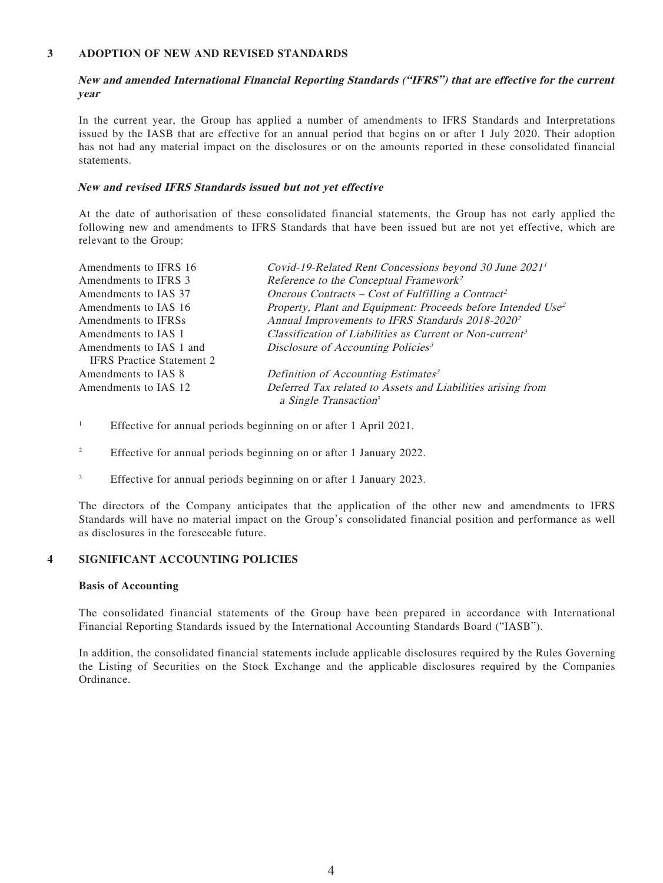## 3 ADOPTION OF NEW AND REVISED STANDARDS

***New and amended International Financial Reporting Standards ("IFRS") that are effective for the current year***

In the current year, the Group has applied a number of amendments to IFRS Standards and Interpretations issued by the IASB that are effective for an annual period that begins on or after 1 July 2020. Their adoption has not had any material impact on the disclosures or on the amounts reported in these consolidated financial statements.

***New and revised IFRS Standards issued but not yet effective***

At the date of authorisation of these consolidated financial statements, the Group has not early applied the following new and amendments to IFRS Standards that have been issued but are not yet effective, which are relevant to the Group:

| | |
|---|---|
| Amendments to IFRS 16 | *Covid-19-Related Rent Concessions beyond 30 June 2021*[1] |
| Amendments to IFRS 3 | *Reference to the Conceptual Framework*[2] |
| Amendments to IAS 37 | *Onerous Contracts – Cost of Fulfilling a Contract*[2] |
| Amendments to IAS 16 | *Property, Plant and Equipment: Proceeds before Intended Use*[2] |
| Amendments to IFRSs | *Annual Improvements to IFRS Standards 2018-2020*[2] |
| Amendments to IAS 1 | *Classification of Liabilities as Current or Non-current*[3] |
| Amendments to IAS 1 and IFRS Practice Statement 2 | *Disclosure of Accounting Policies*[3] |
| Amendments to IAS 8 | *Definition of Accounting Estimates*[3] |
| Amendments to IAS 12 | *Deferred Tax related to Assets and Liabilities arising from a Single Transaction*[3] |

[1] Effective for annual periods beginning on or after 1 April 2021.

[2] Effective for annual periods beginning on or after 1 January 2022.

[3] Effective for annual periods beginning on or after 1 January 2023.

The directors of the Company anticipates that the application of the other new and amendments to IFRS Standards will have no material impact on the Group's consolidated financial position and performance as well as disclosures in the foreseeable future.

## 4 SIGNIFICANT ACCOUNTING POLICIES

**Basis of Accounting**

The consolidated financial statements of the Group have been prepared in accordance with International Financial Reporting Standards issued by the International Accounting Standards Board ("IASB").

In addition, the consolidated financial statements include applicable disclosures required by the Rules Governing the Listing of Securities on the Stock Exchange and the applicable disclosures required by the Companies Ordinance.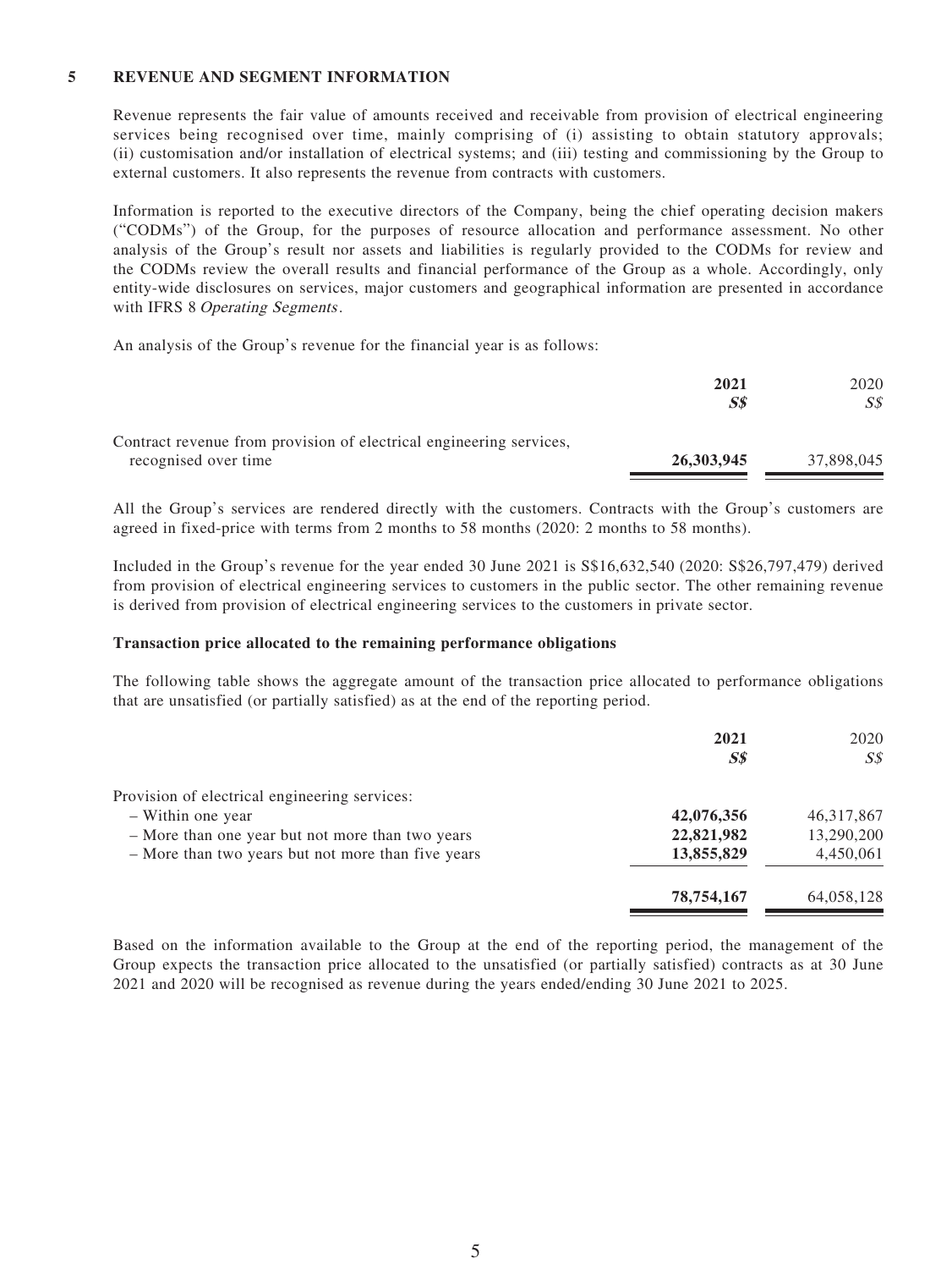## 5 REVENUE AND SEGMENT INFORMATION

Revenue represents the fair value of amounts received and receivable from provision of electrical engineering services being recognised over time, mainly comprising of (i) assisting to obtain statutory approvals; (ii) customisation and/or installation of electrical systems; and (iii) testing and commissioning by the Group to external customers. It also represents the revenue from contracts with customers.

Information is reported to the executive directors of the Company, being the chief operating decision makers ("CODMs") of the Group, for the purposes of resource allocation and performance assessment. No other analysis of the Group's result nor assets and liabilities is regularly provided to the CODMs for review and the CODMs review the overall results and financial performance of the Group as a whole. Accordingly, only entity-wide disclosures on services, major customers and geographical information are presented in accordance with IFRS 8 *Operating Segments*.

An analysis of the Group's revenue for the financial year is as follows:

| | **2021** | 2020 |
|---|---|---|
| | ***S$*** | *S$* |
| Contract revenue from provision of electrical engineering services, recognised over time | **26,303,945** | 37,898,045 |

All the Group's services are rendered directly with the customers. Contracts with the Group's customers are agreed in fixed-price with terms from 2 months to 58 months (2020: 2 months to 58 months).

Included in the Group's revenue for the year ended 30 June 2021 is S$16,632,540 (2020: S$26,797,479) derived from provision of electrical engineering services to customers in the public sector. The other remaining revenue is derived from provision of electrical engineering services to the customers in private sector.

**Transaction price allocated to the remaining performance obligations**

The following table shows the aggregate amount of the transaction price allocated to performance obligations that are unsatisfied (or partially satisfied) as at the end of the reporting period.

| | **2021** | 2020 |
|---|---|---|
| | ***S$*** | *S$* |
| Provision of electrical engineering services: | | |
| – Within one year | **42,076,356** | 46,317,867 |
| – More than one year but not more than two years | **22,821,982** | 13,290,200 |
| – More than two years but not more than five years | **13,855,829** | 4,450,061 |
| | **78,754,167** | 64,058,128 |

Based on the information available to the Group at the end of the reporting period, the management of the Group expects the transaction price allocated to the unsatisfied (or partially satisfied) contracts as at 30 June 2021 and 2020 will be recognised as revenue during the years ended/ending 30 June 2021 to 2025.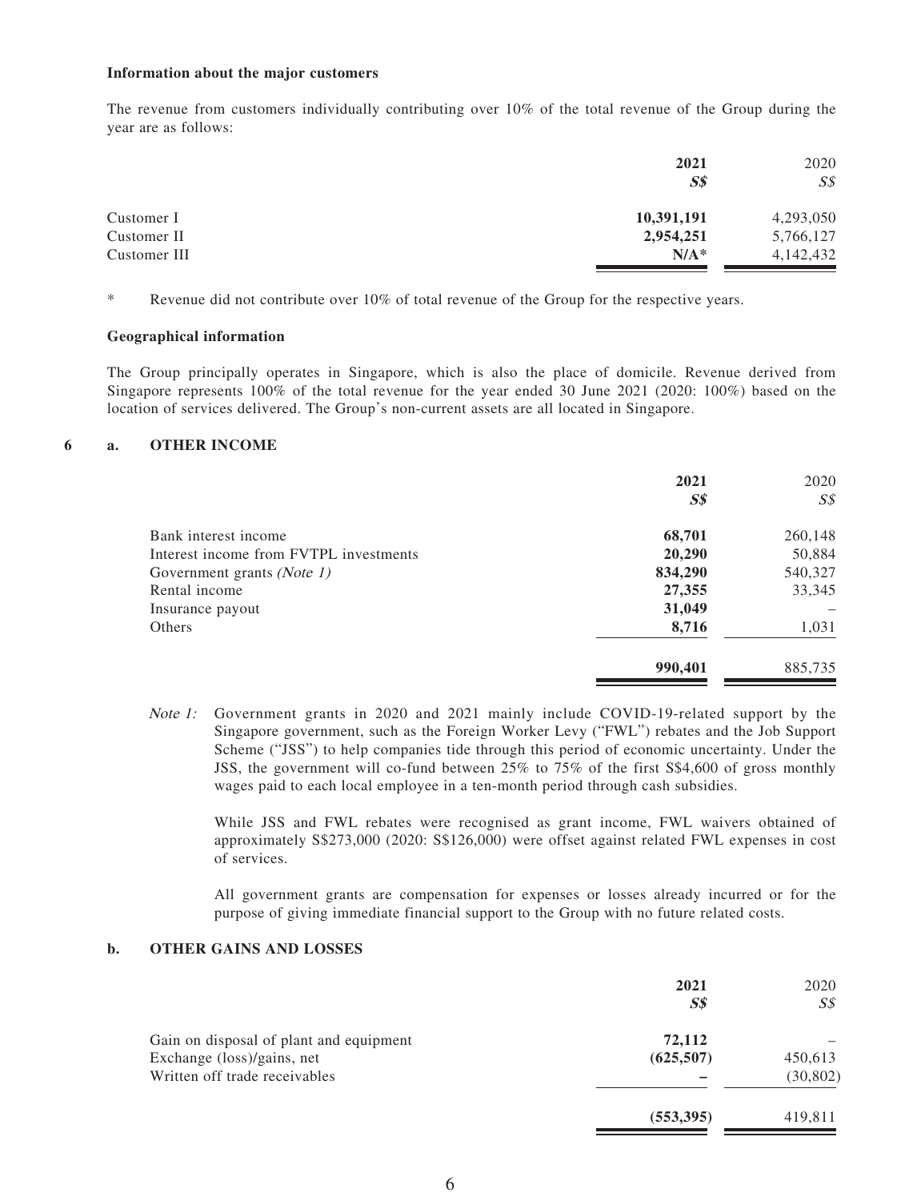**Information about the major customers**

The revenue from customers individually contributing over 10% of the total revenue of the Group during the year are as follows:

| | 2021<br>S$ | 2020<br>S$ |
|---|---|---|
| Customer I | **10,391,191** | 4,293,050 |
| Customer II | **2,954,251** | 5,766,127 |
| Customer III | **N/A*** | 4,142,432 |

\* Revenue did not contribute over 10% of total revenue of the Group for the respective years.

**Geographical information**

The Group principally operates in Singapore, which is also the place of domicile. Revenue derived from Singapore represents 100% of the total revenue for the year ended 30 June 2021 (2020: 100%) based on the location of services delivered. The Group's non-current assets are all located in Singapore.

**6 a. OTHER INCOME**

| | 2021<br>S$ | 2020<br>S$ |
|---|---|---|
| Bank interest income | **68,701** | 260,148 |
| Interest income from FVTPL investments | **20,290** | 50,884 |
| Government grants *(Note 1)* | **834,290** | 540,327 |
| Rental income | **27,355** | 33,345 |
| Insurance payout | **31,049** | – |
| Others | **8,716** | 1,031 |
| | **990,401** | 885,735 |

*Note 1:* Government grants in 2020 and 2021 mainly include COVID-19-related support by the Singapore government, such as the Foreign Worker Levy ("FWL") rebates and the Job Support Scheme ("JSS") to help companies tide through this period of economic uncertainty. Under the JSS, the government will co-fund between 25% to 75% of the first S$4,600 of gross monthly wages paid to each local employee in a ten-month period through cash subsidies.

While JSS and FWL rebates were recognised as grant income, FWL waivers obtained of approximately S$273,000 (2020: S$126,000) were offset against related FWL expenses in cost of services.

All government grants are compensation for expenses or losses already incurred or for the purpose of giving immediate financial support to the Group with no future related costs.

**b. OTHER GAINS AND LOSSES**

| | 2021<br>S$ | 2020<br>S$ |
|---|---|---|
| Gain on disposal of plant and equipment | **72,112** | – |
| Exchange (loss)/gains, net | **(625,507)** | 450,613 |
| Written off trade receivables | **–** | (30,802) |
| | **(553,395)** | 419,811 |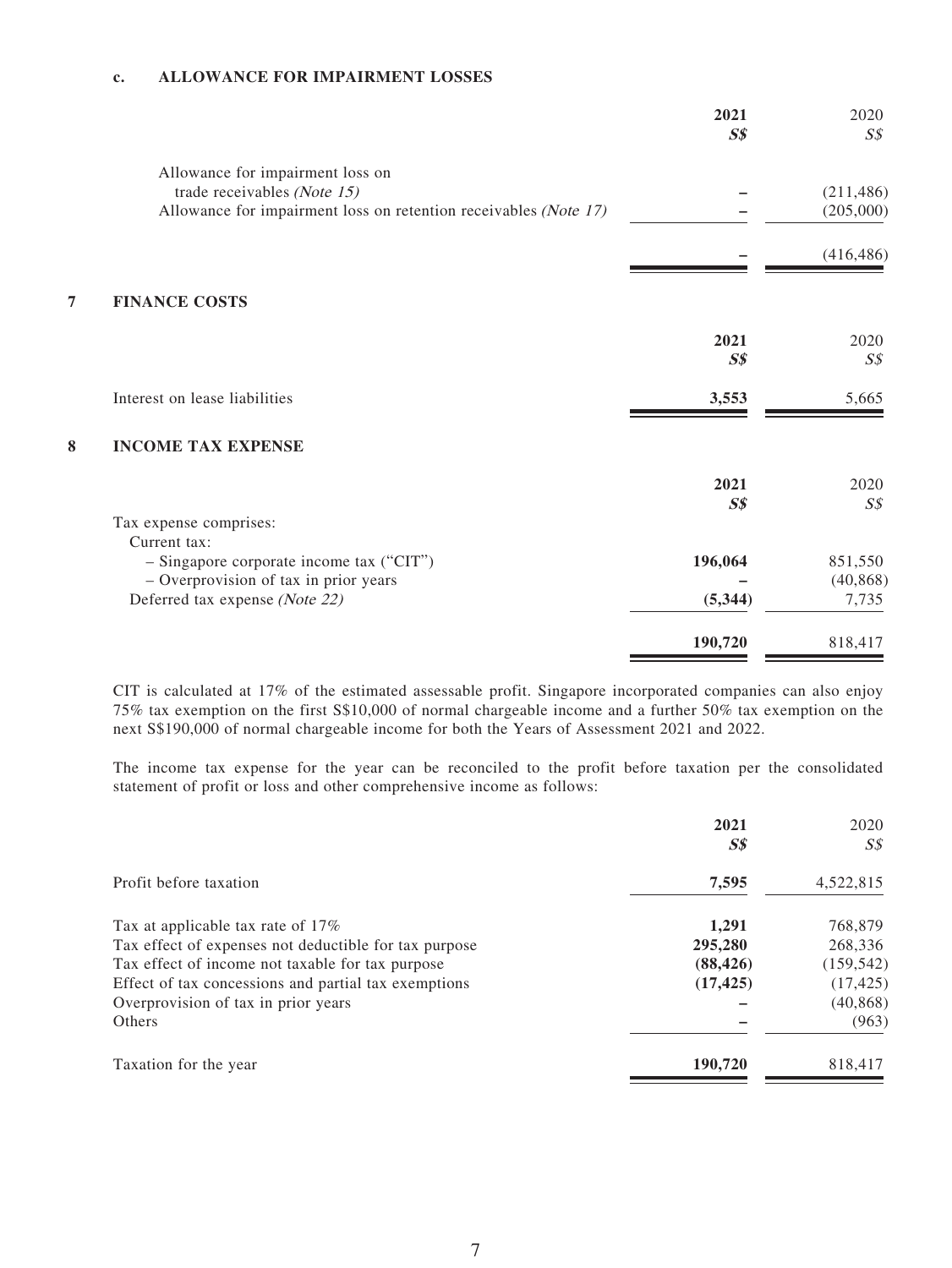**c. ALLOWANCE FOR IMPAIRMENT LOSSES**

| | 2021<br>S$ | 2020<br>S$ |
|---|---|---|
| Allowance for impairment loss on trade receivables *(Note 15)* | – | (211,486) |
| Allowance for impairment loss on retention receivables *(Note 17)* | – | (205,000) |
| | – | (416,486) |

## 7 FINANCE COSTS

| | 2021<br>S$ | 2020<br>S$ |
|---|---|---|
| Interest on lease liabilities | 3,553 | 5,665 |

## 8 INCOME TAX EXPENSE

| | 2021<br>S$ | 2020<br>S$ |
|---|---|---|
| Tax expense comprises: | | |
| Current tax: | | |
| – Singapore corporate income tax ("CIT") | 196,064 | 851,550 |
| – Overprovision of tax in prior years | – | (40,868) |
| Deferred tax expense *(Note 22)* | (5,344) | 7,735 |
| | 190,720 | 818,417 |

CIT is calculated at 17% of the estimated assessable profit. Singapore incorporated companies can also enjoy 75% tax exemption on the first S$10,000 of normal chargeable income and a further 50% tax exemption on the next S$190,000 of normal chargeable income for both the Years of Assessment 2021 and 2022.

The income tax expense for the year can be reconciled to the profit before taxation per the consolidated statement of profit or loss and other comprehensive income as follows:

| | 2021<br>S$ | 2020<br>S$ |
|---|---|---|
| Profit before taxation | 7,595 | 4,522,815 |
| Tax at applicable tax rate of 17% | 1,291 | 768,879 |
| Tax effect of expenses not deductible for tax purpose | 295,280 | 268,336 |
| Tax effect of income not taxable for tax purpose | (88,426) | (159,542) |
| Effect of tax concessions and partial tax exemptions | (17,425) | (17,425) |
| Overprovision of tax in prior years | – | (40,868) |
| Others | – | (963) |
| Taxation for the year | 190,720 | 818,417 |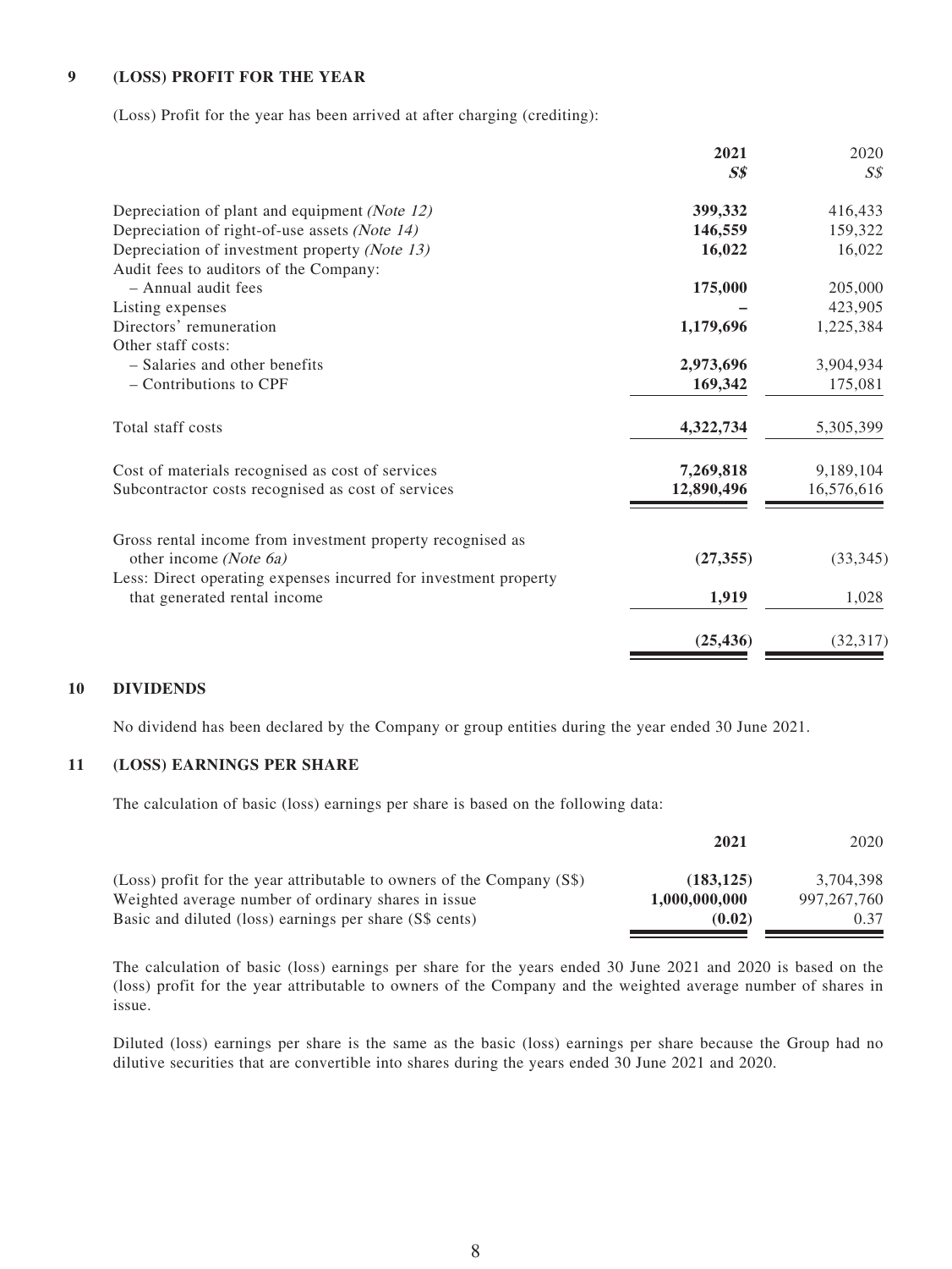## 9 (LOSS) PROFIT FOR THE YEAR

(Loss) Profit for the year has been arrived at after charging (crediting):

| | **2021** | 2020 |
|---|---|---|
| | ***S$*** | *S$* |
| Depreciation of plant and equipment *(Note 12)* | **399,332** | 416,433 |
| Depreciation of right-of-use assets *(Note 14)* | **146,559** | 159,322 |
| Depreciation of investment property *(Note 13)* | **16,022** | 16,022 |
| Audit fees to auditors of the Company: | | |
| – Annual audit fees | **175,000** | 205,000 |
| Listing expenses | **–** | 423,905 |
| Directors' remuneration | **1,179,696** | 1,225,384 |
| Other staff costs: | | |
| – Salaries and other benefits | **2,973,696** | 3,904,934 |
| – Contributions to CPF | **169,342** | 175,081 |
| Total staff costs | **4,322,734** | 5,305,399 |
| Cost of materials recognised as cost of services | **7,269,818** | 9,189,104 |
| Subcontractor costs recognised as cost of services | **12,890,496** | 16,576,616 |
| Gross rental income from investment property recognised as other income *(Note 6a)* | **(27,355)** | (33,345) |
| Less: Direct operating expenses incurred for investment property that generated rental income | **1,919** | 1,028 |
| | **(25,436)** | (32,317) |

## 10 DIVIDENDS

No dividend has been declared by the Company or group entities during the year ended 30 June 2021.

## 11 (LOSS) EARNINGS PER SHARE

The calculation of basic (loss) earnings per share is based on the following data:

| | **2021** | 2020 |
|---|---|---|
| (Loss) profit for the year attributable to owners of the Company (S$) | **(183,125)** | 3,704,398 |
| Weighted average number of ordinary shares in issue | **1,000,000,000** | 997,267,760 |
| Basic and diluted (loss) earnings per share (S$ cents) | **(0.02)** | 0.37 |

The calculation of basic (loss) earnings per share for the years ended 30 June 2021 and 2020 is based on the (loss) profit for the year attributable to owners of the Company and the weighted average number of shares in issue.

Diluted (loss) earnings per share is the same as the basic (loss) earnings per share because the Group had no dilutive securities that are convertible into shares during the years ended 30 June 2021 and 2020.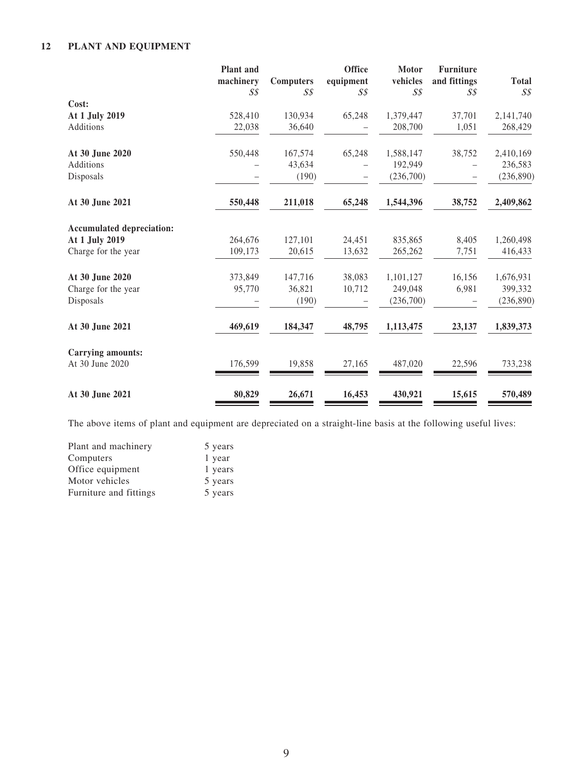## 12 PLANT AND EQUIPMENT

| | Plant and machinery | Computers | Office equipment | Motor vehicles | Furniture and fittings | Total |
|---|---|---|---|---|---|---|
| | S$ | S$ | S$ | S$ | S$ | S$ |
| **Cost:** | | | | | | |
| **At 1 July 2019** | 528,410 | 130,934 | 65,248 | 1,379,447 | 37,701 | 2,141,740 |
| Additions | 22,038 | 36,640 | – | 208,700 | 1,051 | 268,429 |
| **At 30 June 2020** | 550,448 | 167,574 | 65,248 | 1,588,147 | 38,752 | 2,410,169 |
| Additions | – | 43,634 | – | 192,949 | – | 236,583 |
| Disposals | – | (190) | – | (236,700) | – | (236,890) |
| **At 30 June 2021** | **550,448** | **211,018** | **65,248** | **1,544,396** | **38,752** | **2,409,862** |
| **Accumulated depreciation:** | | | | | | |
| **At 1 July 2019** | 264,676 | 127,101 | 24,451 | 835,865 | 8,405 | 1,260,498 |
| Charge for the year | 109,173 | 20,615 | 13,632 | 265,262 | 7,751 | 416,433 |
| **At 30 June 2020** | 373,849 | 147,716 | 38,083 | 1,101,127 | 16,156 | 1,676,931 |
| Charge for the year | 95,770 | 36,821 | 10,712 | 249,048 | 6,981 | 399,332 |
| Disposals | – | (190) | – | (236,700) | – | (236,890) |
| **At 30 June 2021** | **469,619** | **184,347** | **48,795** | **1,113,475** | **23,137** | **1,839,373** |
| **Carrying amounts:** | | | | | | |
| At 30 June 2020 | 176,599 | 19,858 | 27,165 | 487,020 | 22,596 | 733,238 |
| **At 30 June 2021** | **80,829** | **26,671** | **16,453** | **430,921** | **15,615** | **570,489** |

The above items of plant and equipment are depreciated on a straight-line basis at the following useful lives:

| | |
|---|---|
| Plant and machinery | 5 years |
| Computers | 1 year |
| Office equipment | 1 years |
| Motor vehicles | 5 years |
| Furniture and fittings | 5 years |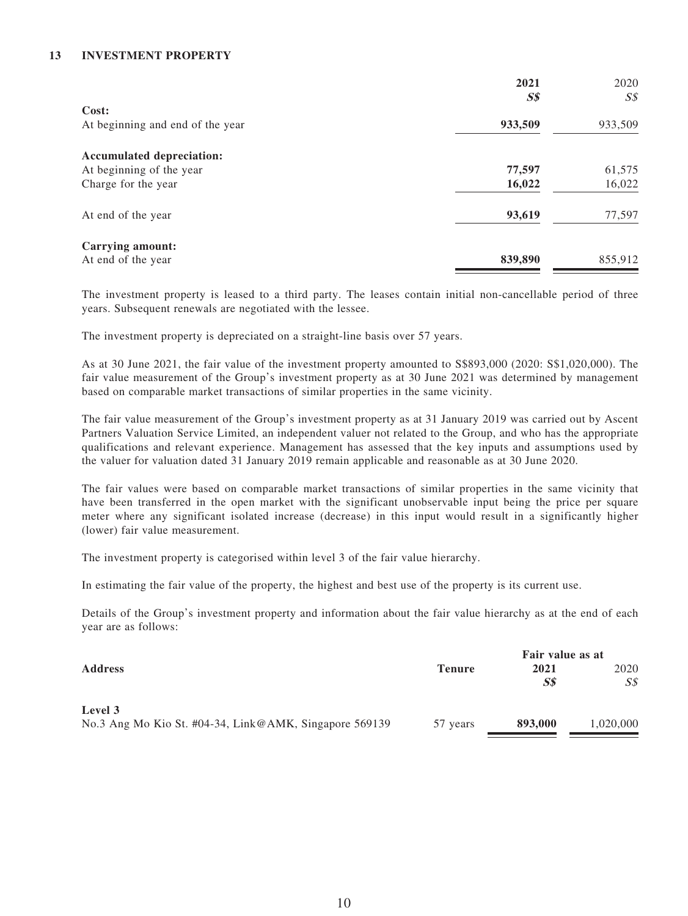## 13 INVESTMENT PROPERTY

| | 2021 | 2020 |
|---|---|---|
| | *S$* | *S$* |
| **Cost:** | | |
| At beginning and end of the year | **933,509** | 933,509 |
| **Accumulated depreciation:** | | |
| At beginning of the year | **77,597** | 61,575 |
| Charge for the year | **16,022** | 16,022 |
| At end of the year | **93,619** | 77,597 |
| **Carrying amount:** | | |
| At end of the year | **839,890** | 855,912 |

The investment property is leased to a third party. The leases contain initial non-cancellable period of three years. Subsequent renewals are negotiated with the lessee.

The investment property is depreciated on a straight-line basis over 57 years.

As at 30 June 2021, the fair value of the investment property amounted to S$893,000 (2020: S$1,020,000). The fair value measurement of the Group's investment property as at 30 June 2021 was determined by management based on comparable market transactions of similar properties in the same vicinity.

The fair value measurement of the Group's investment property as at 31 January 2019 was carried out by Ascent Partners Valuation Service Limited, an independent valuer not related to the Group, and who has the appropriate qualifications and relevant experience. Management has assessed that the key inputs and assumptions used by the valuer for valuation dated 31 January 2019 remain applicable and reasonable as at 30 June 2020.

The fair values were based on comparable market transactions of similar properties in the same vicinity that have been transferred in the open market with the significant unobservable input being the price per square meter where any significant isolated increase (decrease) in this input would result in a significantly higher (lower) fair value measurement.

The investment property is categorised within level 3 of the fair value hierarchy.

In estimating the fair value of the property, the highest and best use of the property is its current use.

Details of the Group's investment property and information about the fair value hierarchy as at the end of each year are as follows:

| | | Fair value as at | |
|---|---|---|---|
| **Address** | **Tenure** | **2021** | 2020 |
| | | *S$* | *S$* |
| **Level 3** | | | |
| No.3 Ang Mo Kio St. #04-34, Link@AMK, Singapore 569139 | 57 years | **893,000** | 1,020,000 |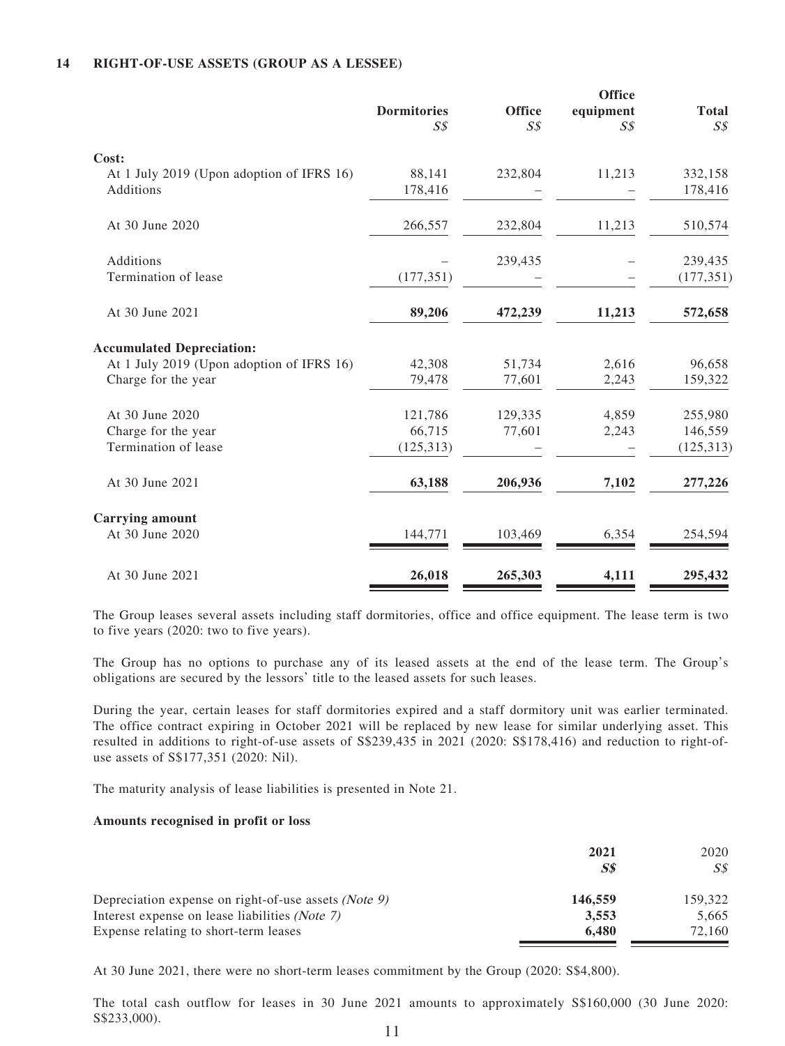## 14 RIGHT-OF-USE ASSETS (GROUP AS A LESSEE)

| | Dormitories S$ | Office S$ | Office equipment S$ | Total S$ |
|---|---|---|---|---|
| **Cost:** | | | | |
| At 1 July 2019 (Upon adoption of IFRS 16) | 88,141 | 232,804 | 11,213 | 332,158 |
| Additions | 178,416 | – | – | 178,416 |
| At 30 June 2020 | 266,557 | 232,804 | 11,213 | 510,574 |
| Additions | – | 239,435 | – | 239,435 |
| Termination of lease | (177,351) | – | – | (177,351) |
| At 30 June 2021 | **89,206** | **472,239** | **11,213** | **572,658** |
| **Accumulated Depreciation:** | | | | |
| At 1 July 2019 (Upon adoption of IFRS 16) | 42,308 | 51,734 | 2,616 | 96,658 |
| Charge for the year | 79,478 | 77,601 | 2,243 | 159,322 |
| At 30 June 2020 | 121,786 | 129,335 | 4,859 | 255,980 |
| Charge for the year | 66,715 | 77,601 | 2,243 | 146,559 |
| Termination of lease | (125,313) | – | – | (125,313) |
| At 30 June 2021 | **63,188** | **206,936** | **7,102** | **277,226** |
| **Carrying amount** | | | | |
| At 30 June 2020 | 144,771 | 103,469 | 6,354 | 254,594 |
| At 30 June 2021 | **26,018** | **265,303** | **4,111** | **295,432** |

The Group leases several assets including staff dormitories, office and office equipment. The lease term is two to five years (2020: two to five years).

The Group has no options to purchase any of its leased assets at the end of the lease term. The Group's obligations are secured by the lessors' title to the leased assets for such leases.

During the year, certain leases for staff dormitories expired and a staff dormitory unit was earlier terminated. The office contract expiring in October 2021 will be replaced by new lease for similar underlying asset. This resulted in additions to right-of-use assets of S$239,435 in 2021 (2020: S$178,416) and reduction to right-of-use assets of S$177,351 (2020: Nil).

The maturity analysis of lease liabilities is presented in Note 21.

**Amounts recognised in profit or loss**

| | **2021 S$** | 2020 S$ |
|---|---|---|
| Depreciation expense on right-of-use assets *(Note 9)* | **146,559** | 159,322 |
| Interest expense on lease liabilities *(Note 7)* | **3,553** | 5,665 |
| Expense relating to short-term leases | **6,480** | 72,160 |

At 30 June 2021, there were no short-term leases commitment by the Group (2020: S$4,800).

The total cash outflow for leases in 30 June 2021 amounts to approximately S$160,000 (30 June 2020: S$233,000).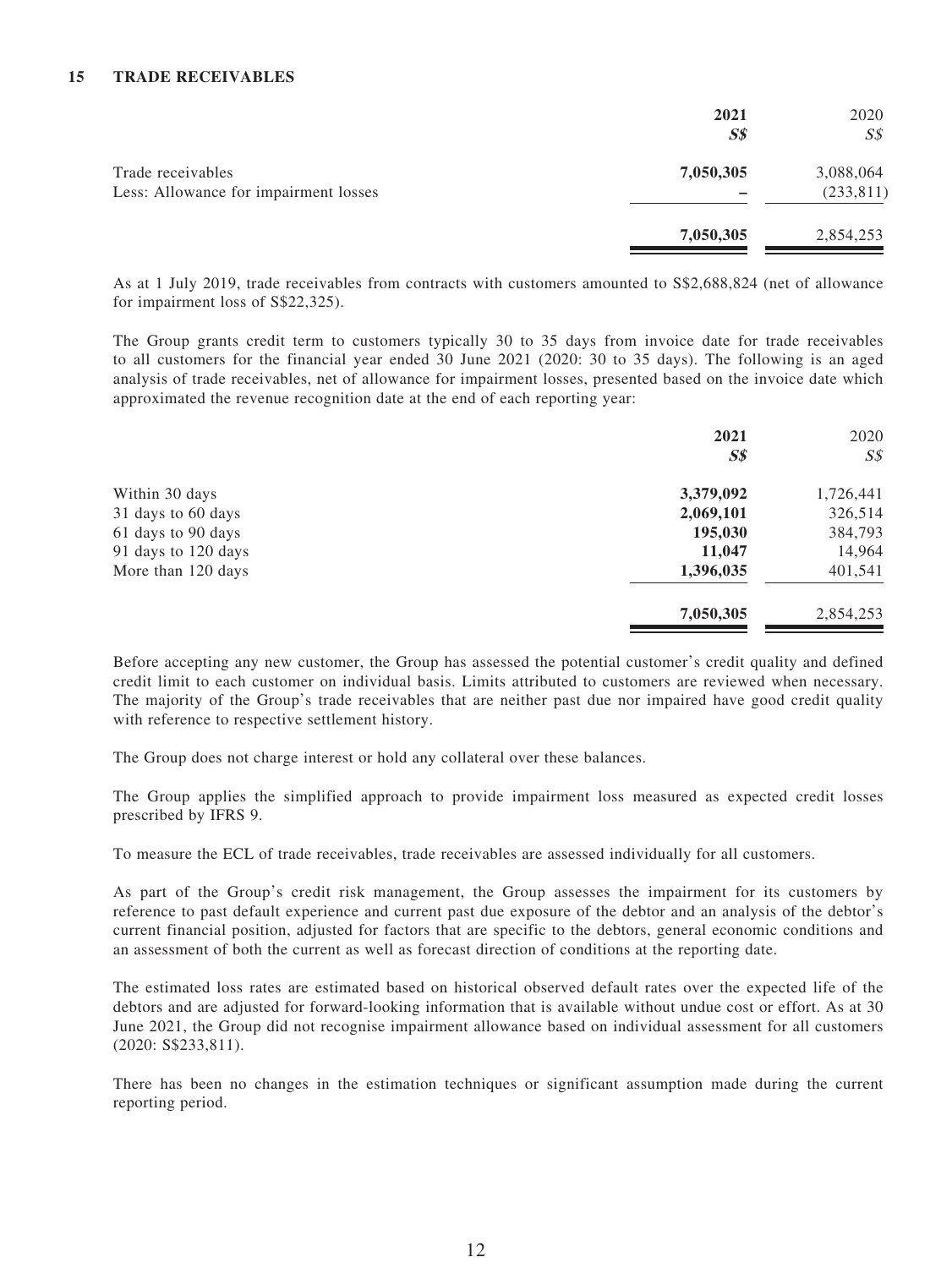## 15 TRADE RECEIVABLES

| | **2021** | 2020 |
|---|---|---|
| | ***S$*** | *S$* |
| Trade receivables | **7,050,305** | 3,088,064 |
| Less: Allowance for impairment losses | **–** | (233,811) |
| | **7,050,305** | 2,854,253 |

As at 1 July 2019, trade receivables from contracts with customers amounted to S$2,688,824 (net of allowance for impairment loss of S$22,325).

The Group grants credit term to customers typically 30 to 35 days from invoice date for trade receivables to all customers for the financial year ended 30 June 2021 (2020: 30 to 35 days). The following is an aged analysis of trade receivables, net of allowance for impairment losses, presented based on the invoice date which approximated the revenue recognition date at the end of each reporting year:

| | **2021** | 2020 |
|---|---|---|
| | ***S$*** | *S$* |
| Within 30 days | **3,379,092** | 1,726,441 |
| 31 days to 60 days | **2,069,101** | 326,514 |
| 61 days to 90 days | **195,030** | 384,793 |
| 91 days to 120 days | **11,047** | 14,964 |
| More than 120 days | **1,396,035** | 401,541 |
| | **7,050,305** | 2,854,253 |

Before accepting any new customer, the Group has assessed the potential customer's credit quality and defined credit limit to each customer on individual basis. Limits attributed to customers are reviewed when necessary. The majority of the Group's trade receivables that are neither past due nor impaired have good credit quality with reference to respective settlement history.

The Group does not charge interest or hold any collateral over these balances.

The Group applies the simplified approach to provide impairment loss measured as expected credit losses prescribed by IFRS 9.

To measure the ECL of trade receivables, trade receivables are assessed individually for all customers.

As part of the Group's credit risk management, the Group assesses the impairment for its customers by reference to past default experience and current past due exposure of the debtor and an analysis of the debtor's current financial position, adjusted for factors that are specific to the debtors, general economic conditions and an assessment of both the current as well as forecast direction of conditions at the reporting date.

The estimated loss rates are estimated based on historical observed default rates over the expected life of the debtors and are adjusted for forward-looking information that is available without undue cost or effort. As at 30 June 2021, the Group did not recognise impairment allowance based on individual assessment for all customers (2020: S$233,811).

There has been no changes in the estimation techniques or significant assumption made during the current reporting period.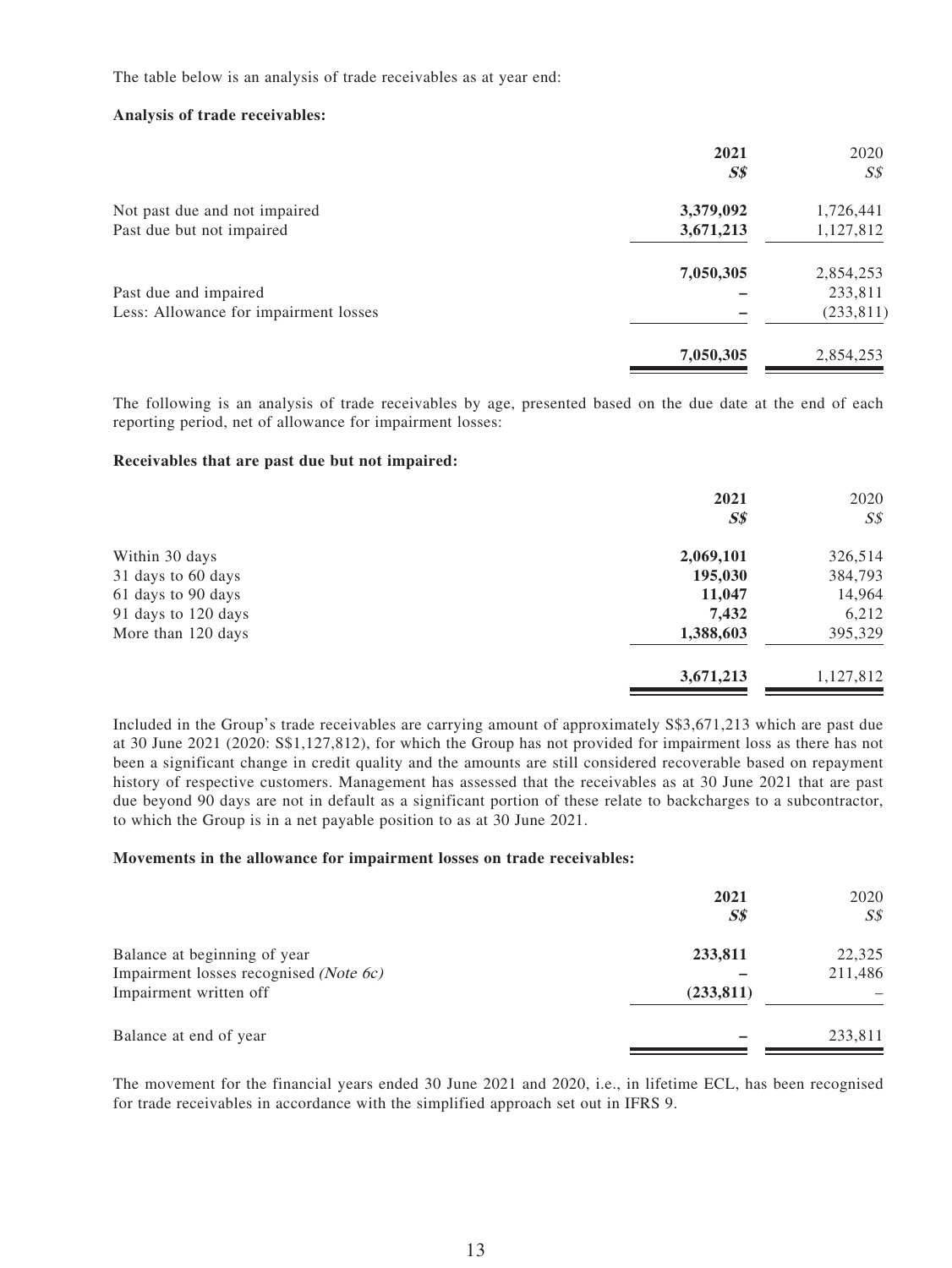The table below is an analysis of trade receivables as at year end:

**Analysis of trade receivables:**

| | **2021** | 2020 |
|---|---|---|
| | ***S$*** | *S$* |
| Not past due and not impaired | **3,379,092** | 1,726,441 |
| Past due but not impaired | **3,671,213** | 1,127,812 |
| | **7,050,305** | 2,854,253 |
| Past due and impaired | **–** | 233,811 |
| Less: Allowance for impairment losses | **–** | (233,811) |
| | **7,050,305** | 2,854,253 |

The following is an analysis of trade receivables by age, presented based on the due date at the end of each reporting period, net of allowance for impairment losses:

**Receivables that are past due but not impaired:**

| | **2021** | 2020 |
|---|---|---|
| | ***S$*** | *S$* |
| Within 30 days | **2,069,101** | 326,514 |
| 31 days to 60 days | **195,030** | 384,793 |
| 61 days to 90 days | **11,047** | 14,964 |
| 91 days to 120 days | **7,432** | 6,212 |
| More than 120 days | **1,388,603** | 395,329 |
| | **3,671,213** | 1,127,812 |

Included in the Group's trade receivables are carrying amount of approximately S$3,671,213 which are past due at 30 June 2021 (2020: S$1,127,812), for which the Group has not provided for impairment loss as there has not been a significant change in credit quality and the amounts are still considered recoverable based on repayment history of respective customers. Management has assessed that the receivables as at 30 June 2021 that are past due beyond 90 days are not in default as a significant portion of these relate to backcharges to a subcontractor, to which the Group is in a net payable position to as at 30 June 2021.

**Movements in the allowance for impairment losses on trade receivables:**

| | **2021** | 2020 |
|---|---|---|
| | ***S$*** | *S$* |
| Balance at beginning of year | **233,811** | 22,325 |
| Impairment losses recognised *(Note 6c)* | **–** | 211,486 |
| Impairment written off | **(233,811)** | – |
| Balance at end of year | **–** | 233,811 |

The movement for the financial years ended 30 June 2021 and 2020, i.e., in lifetime ECL, has been recognised for trade receivables in accordance with the simplified approach set out in IFRS 9.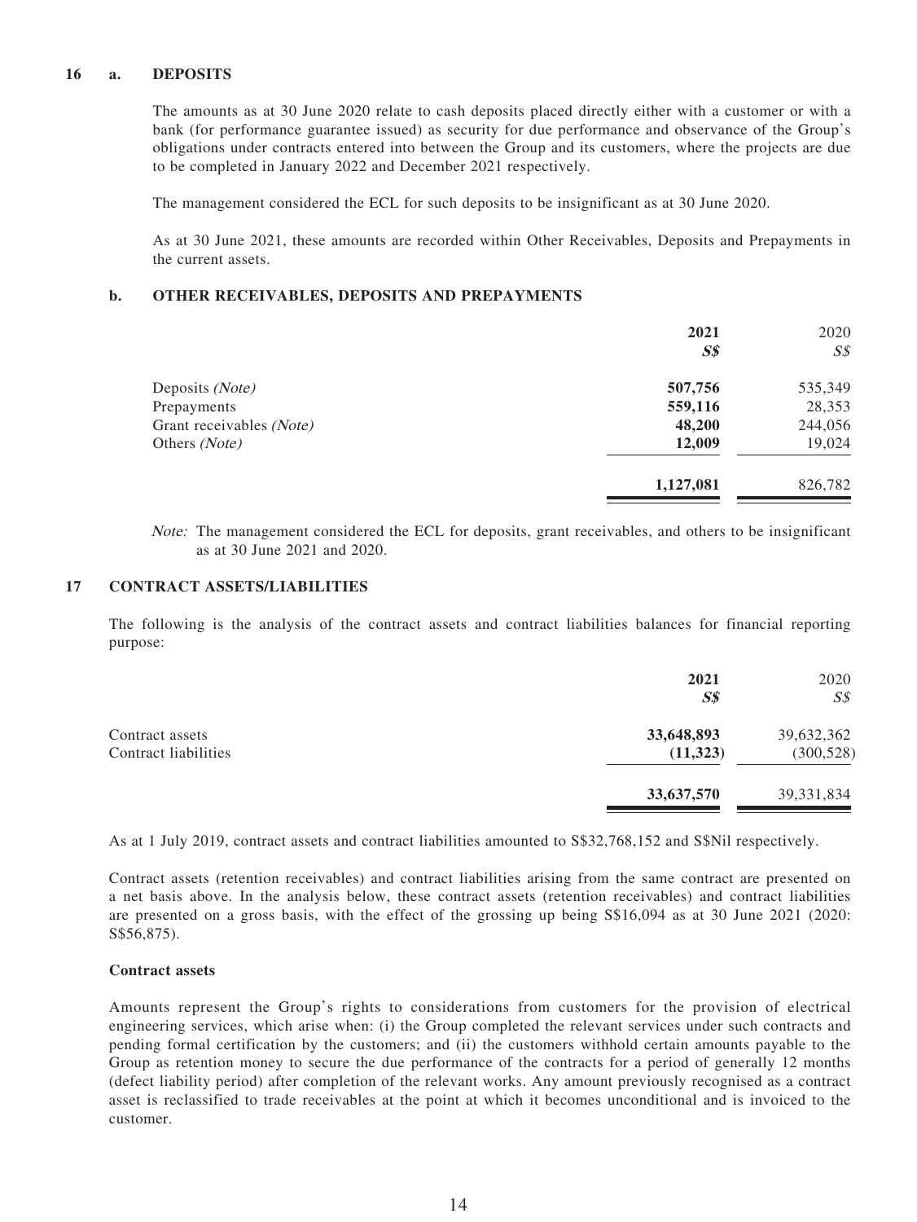## 16 a. DEPOSITS

The amounts as at 30 June 2020 relate to cash deposits placed directly either with a customer or with a bank (for performance guarantee issued) as security for due performance and observance of the Group's obligations under contracts entered into between the Group and its customers, where the projects are due to be completed in January 2022 and December 2021 respectively.

The management considered the ECL for such deposits to be insignificant as at 30 June 2020.

As at 30 June 2021, these amounts are recorded within Other Receivables, Deposits and Prepayments in the current assets.

### b. OTHER RECEIVABLES, DEPOSITS AND PREPAYMENTS

| | **2021** | 2020 |
|---|---|---|
| | ***S$*** | *S$* |
| Deposits *(Note)* | **507,756** | 535,349 |
| Prepayments | **559,116** | 28,353 |
| Grant receivables *(Note)* | **48,200** | 244,056 |
| Others *(Note)* | **12,009** | 19,024 |
| | **1,127,081** | 826,782 |

*Note:* The management considered the ECL for deposits, grant receivables, and others to be insignificant as at 30 June 2021 and 2020.

## 17 CONTRACT ASSETS/LIABILITIES

The following is the analysis of the contract assets and contract liabilities balances for financial reporting purpose:

| | **2021** | 2020 |
|---|---|---|
| | ***S$*** | *S$* |
| Contract assets | **33,648,893** | 39,632,362 |
| Contract liabilities | **(11,323)** | (300,528) |
| | **33,637,570** | 39,331,834 |

As at 1 July 2019, contract assets and contract liabilities amounted to S$32,768,152 and S$Nil respectively.

Contract assets (retention receivables) and contract liabilities arising from the same contract are presented on a net basis above. In the analysis below, these contract assets (retention receivables) and contract liabilities are presented on a gross basis, with the effect of the grossing up being S$16,094 as at 30 June 2021 (2020: S$56,875).

**Contract assets**

Amounts represent the Group's rights to considerations from customers for the provision of electrical engineering services, which arise when: (i) the Group completed the relevant services under such contracts and pending formal certification by the customers; and (ii) the customers withhold certain amounts payable to the Group as retention money to secure the due performance of the contracts for a period of generally 12 months (defect liability period) after completion of the relevant works. Any amount previously recognised as a contract asset is reclassified to trade receivables at the point at which it becomes unconditional and is invoiced to the customer.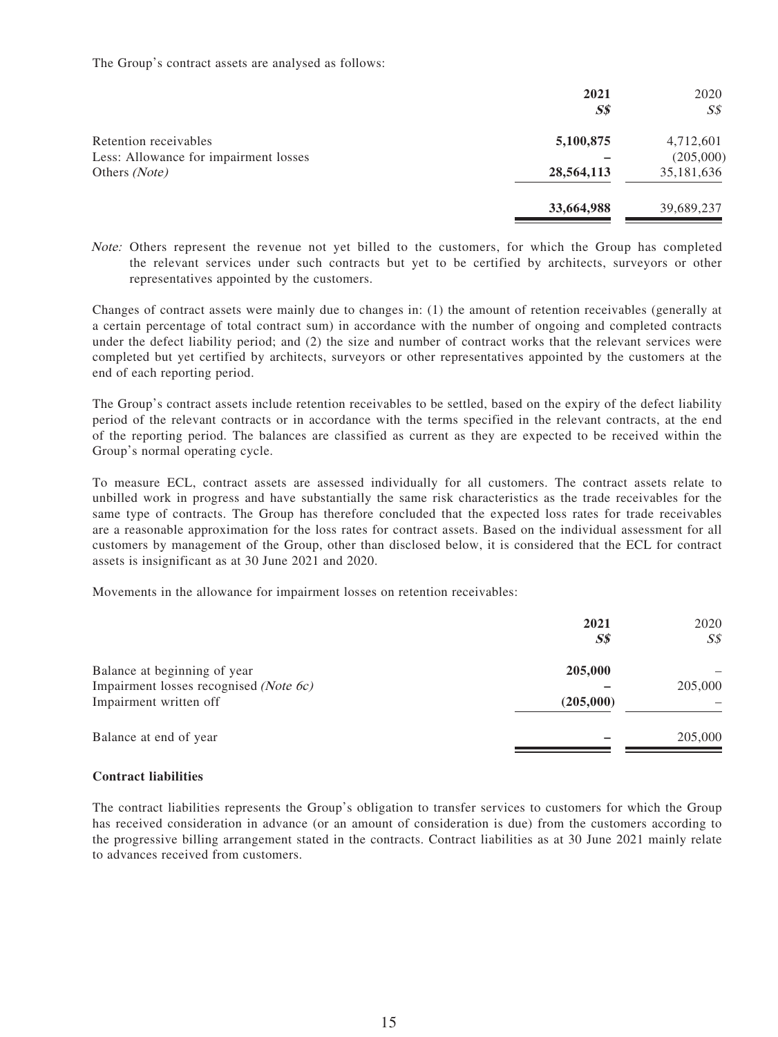The Group's contract assets are analysed as follows:

| | **2021** | 2020 |
|---|---|---|
| | ***S$*** | *S$* |
| Retention receivables | **5,100,875** | 4,712,601 |
| Less: Allowance for impairment losses | **–** | (205,000) |
| Others *(Note)* | **28,564,113** | 35,181,636 |
| | **33,664,988** | 39,689,237 |

*Note:* Others represent the revenue not yet billed to the customers, for which the Group has completed the relevant services under such contracts but yet to be certified by architects, surveyors or other representatives appointed by the customers.

Changes of contract assets were mainly due to changes in: (1) the amount of retention receivables (generally at a certain percentage of total contract sum) in accordance with the number of ongoing and completed contracts under the defect liability period; and (2) the size and number of contract works that the relevant services were completed but yet certified by architects, surveyors or other representatives appointed by the customers at the end of each reporting period.

The Group's contract assets include retention receivables to be settled, based on the expiry of the defect liability period of the relevant contracts or in accordance with the terms specified in the relevant contracts, at the end of the reporting period. The balances are classified as current as they are expected to be received within the Group's normal operating cycle.

To measure ECL, contract assets are assessed individually for all customers. The contract assets relate to unbilled work in progress and have substantially the same risk characteristics as the trade receivables for the same type of contracts. The Group has therefore concluded that the expected loss rates for trade receivables are a reasonable approximation for the loss rates for contract assets. Based on the individual assessment for all customers by management of the Group, other than disclosed below, it is considered that the ECL for contract assets is insignificant as at 30 June 2021 and 2020.

Movements in the allowance for impairment losses on retention receivables:

| | **2021** | 2020 |
|---|---|---|
| | ***S$*** | *S$* |
| Balance at beginning of year | **205,000** | – |
| Impairment losses recognised *(Note 6c)* | **–** | 205,000 |
| Impairment written off | **(205,000)** | – |
| Balance at end of year | **–** | 205,000 |

**Contract liabilities**

The contract liabilities represents the Group's obligation to transfer services to customers for which the Group has received consideration in advance (or an amount of consideration is due) from the customers according to the progressive billing arrangement stated in the contracts. Contract liabilities as at 30 June 2021 mainly relate to advances received from customers.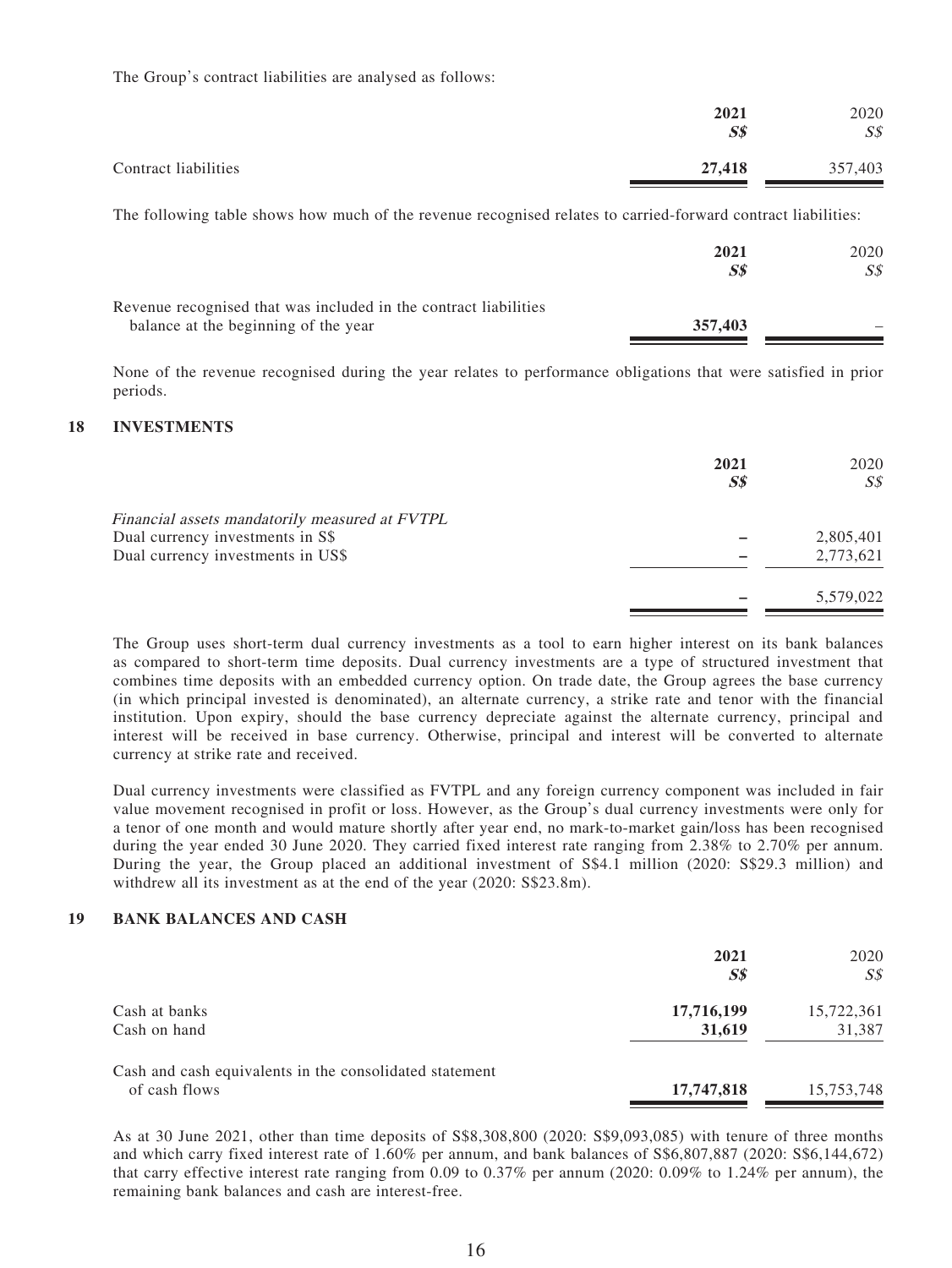The Group's contract liabilities are analysed as follows:

| | 2021<br>S$ | 2020<br>S$ |
|---|---|---|
| Contract liabilities | **27,418** | 357,403 |

The following table shows how much of the revenue recognised relates to carried-forward contract liabilities:

| | 2021<br>S$ | 2020<br>S$ |
|---|---|---|
| Revenue recognised that was included in the contract liabilities balance at the beginning of the year | **357,403** | – |

None of the revenue recognised during the year relates to performance obligations that were satisfied in prior periods.

## 18 INVESTMENTS

| | 2021<br>S$ | 2020<br>S$ |
|---|---|---|
| *Financial assets mandatorily measured at FVTPL* | | |
| Dual currency investments in S$ | **–** | 2,805,401 |
| Dual currency investments in US$ | **–** | 2,773,621 |
| | **–** | 5,579,022 |

The Group uses short-term dual currency investments as a tool to earn higher interest on its bank balances as compared to short-term time deposits. Dual currency investments are a type of structured investment that combines time deposits with an embedded currency option. On trade date, the Group agrees the base currency (in which principal invested is denominated), an alternate currency, a strike rate and tenor with the financial institution. Upon expiry, should the base currency depreciate against the alternate currency, principal and interest will be received in base currency. Otherwise, principal and interest will be converted to alternate currency at strike rate and received.

Dual currency investments were classified as FVTPL and any foreign currency component was included in fair value movement recognised in profit or loss. However, as the Group's dual currency investments were only for a tenor of one month and would mature shortly after year end, no mark-to-market gain/loss has been recognised during the year ended 30 June 2020. They carried fixed interest rate ranging from 2.38% to 2.70% per annum. During the year, the Group placed an additional investment of S$4.1 million (2020: S$29.3 million) and withdrew all its investment as at the end of the year (2020: S$23.8m).

## 19 BANK BALANCES AND CASH

| | 2021<br>S$ | 2020<br>S$ |
|---|---|---|
| Cash at banks | **17,716,199** | 15,722,361 |
| Cash on hand | **31,619** | 31,387 |
| Cash and cash equivalents in the consolidated statement of cash flows | **17,747,818** | 15,753,748 |

As at 30 June 2021, other than time deposits of S$8,308,800 (2020: S$9,093,085) with tenure of three months and which carry fixed interest rate of 1.60% per annum, and bank balances of S$6,807,887 (2020: S$6,144,672) that carry effective interest rate ranging from 0.09 to 0.37% per annum (2020: 0.09% to 1.24% per annum), the remaining bank balances and cash are interest-free.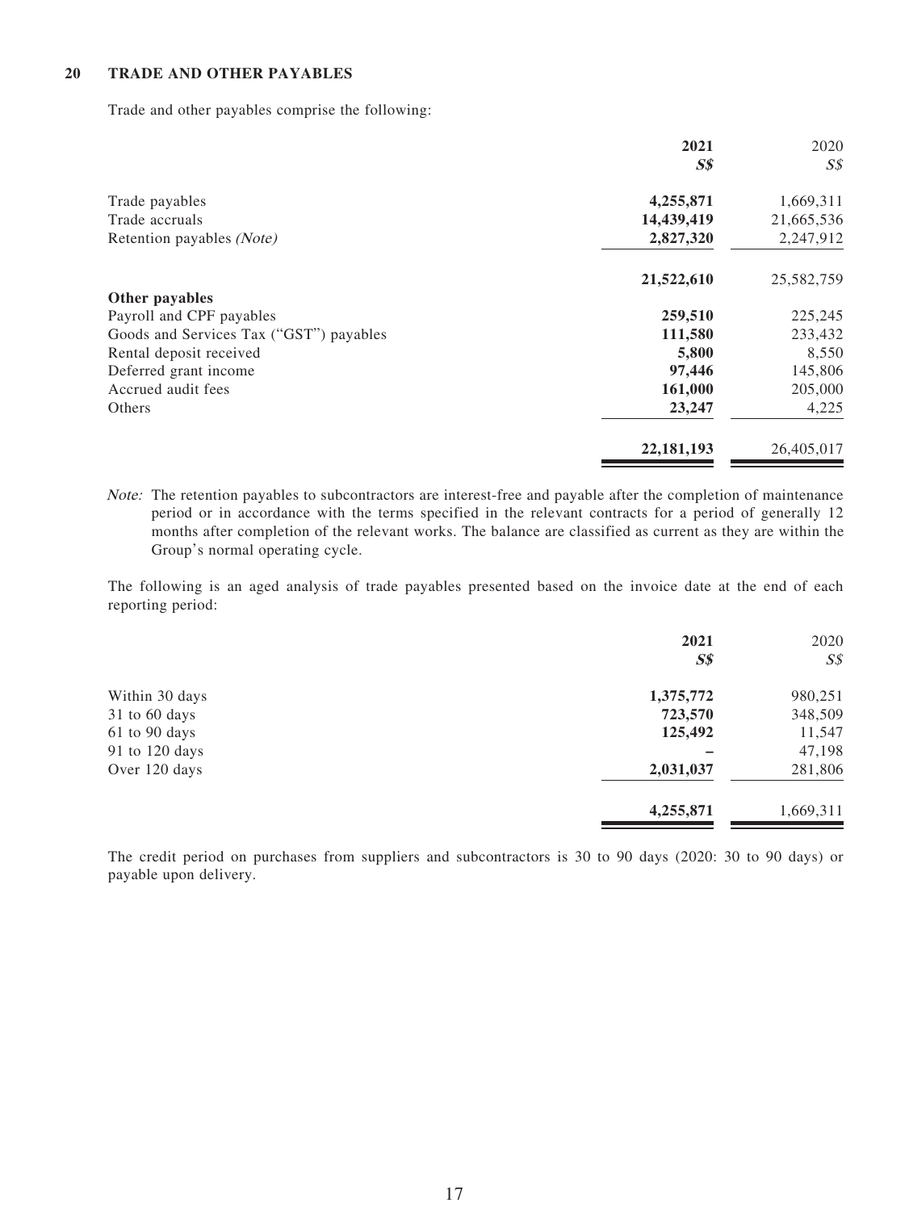## 20 TRADE AND OTHER PAYABLES

Trade and other payables comprise the following:

| | 2021 | 2020 |
|---|---|---|
| | ***S$*** | *S$* |
| Trade payables | **4,255,871** | 1,669,311 |
| Trade accruals | **14,439,419** | 21,665,536 |
| Retention payables *(Note)* | **2,827,320** | 2,247,912 |
| | **21,522,610** | 25,582,759 |
| **Other payables** | | |
| Payroll and CPF payables | **259,510** | 225,245 |
| Goods and Services Tax ("GST") payables | **111,580** | 233,432 |
| Rental deposit received | **5,800** | 8,550 |
| Deferred grant income | **97,446** | 145,806 |
| Accrued audit fees | **161,000** | 205,000 |
| Others | **23,247** | 4,225 |
| | **22,181,193** | 26,405,017 |

*Note:* The retention payables to subcontractors are interest-free and payable after the completion of maintenance period or in accordance with the terms specified in the relevant contracts for a period of generally 12 months after completion of the relevant works. The balance are classified as current as they are within the Group's normal operating cycle.

The following is an aged analysis of trade payables presented based on the invoice date at the end of each reporting period:

| | 2021 | 2020 |
|---|---|---|
| | ***S$*** | *S$* |
| Within 30 days | **1,375,772** | 980,251 |
| 31 to 60 days | **723,570** | 348,509 |
| 61 to 90 days | **125,492** | 11,547 |
| 91 to 120 days | **–** | 47,198 |
| Over 120 days | **2,031,037** | 281,806 |
| | **4,255,871** | 1,669,311 |

The credit period on purchases from suppliers and subcontractors is 30 to 90 days (2020: 30 to 90 days) or payable upon delivery.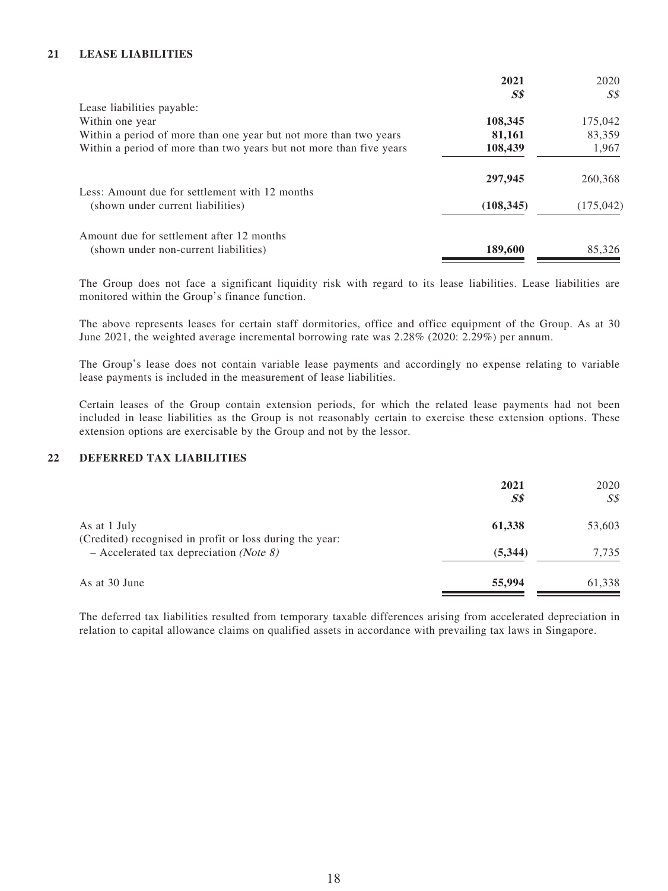## 21 LEASE LIABILITIES

| | 2021 | 2020 |
|---|---|---|
| | S$ | S$ |
| Lease liabilities payable: | | |
| Within one year | **108,345** | 175,042 |
| Within a period of more than one year but not more than two years | **81,161** | 83,359 |
| Within a period of more than two years but not more than five years | **108,439** | 1,967 |
| | **297,945** | 260,368 |
| Less: Amount due for settlement with 12 months (shown under current liabilities) | **(108,345)** | (175,042) |
| Amount due for settlement after 12 months (shown under non-current liabilities) | **189,600** | 85,326 |

The Group does not face a significant liquidity risk with regard to its lease liabilities. Lease liabilities are monitored within the Group's finance function.

The above represents leases for certain staff dormitories, office and office equipment of the Group. As at 30 June 2021, the weighted average incremental borrowing rate was 2.28% (2020: 2.29%) per annum.

The Group's lease does not contain variable lease payments and accordingly no expense relating to variable lease payments is included in the measurement of lease liabilities.

Certain leases of the Group contain extension periods, for which the related lease payments had not been included in lease liabilities as the Group is not reasonably certain to exercise these extension options. These extension options are exercisable by the Group and not by the lessor.

## 22 DEFERRED TAX LIABILITIES

| | 2021 | 2020 |
|---|---|---|
| | S$ | S$ |
| As at 1 July | **61,338** | 53,603 |
| (Credited) recognised in profit or loss during the year: | | |
| – Accelerated tax depreciation *(Note 8)* | **(5,344)** | 7,735 |
| As at 30 June | **55,994** | 61,338 |

The deferred tax liabilities resulted from temporary taxable differences arising from accelerated depreciation in relation to capital allowance claims on qualified assets in accordance with prevailing tax laws in Singapore.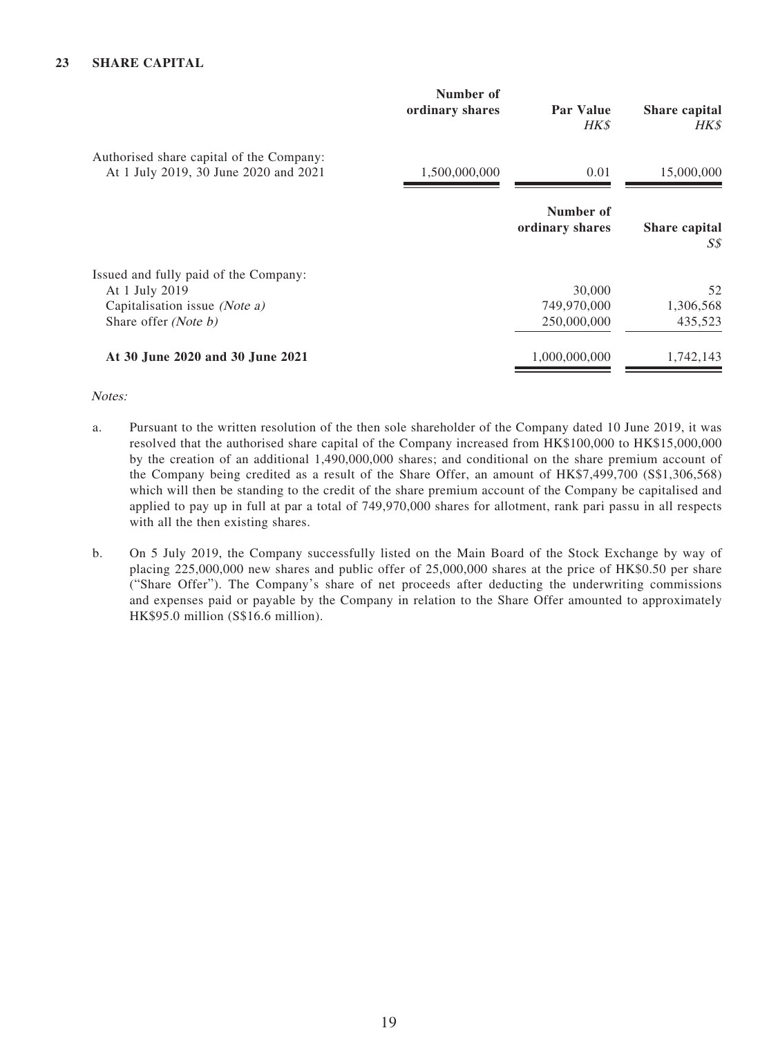## 23 SHARE CAPITAL

| | Number of ordinary shares | Par Value *HK$* | Share capital *HK$* |
|---|---|---|---|
| Authorised share capital of the Company: | | | |
| At 1 July 2019, 30 June 2020 and 2021 | 1,500,000,000 | 0.01 | 15,000,000 |

| | Number of ordinary shares | Share capital *S$* |
|---|---|---|
| Issued and fully paid of the Company: | | |
| At 1 July 2019 | 30,000 | 52 |
| Capitalisation issue *(Note a)* | 749,970,000 | 1,306,568 |
| Share offer *(Note b)* | 250,000,000 | 435,523 |
| **At 30 June 2020 and 30 June 2021** | 1,000,000,000 | 1,742,143 |

*Notes:*

a. Pursuant to the written resolution of the then sole shareholder of the Company dated 10 June 2019, it was resolved that the authorised share capital of the Company increased from HK$100,000 to HK$15,000,000 by the creation of an additional 1,490,000,000 shares; and conditional on the share premium account of the Company being credited as a result of the Share Offer, an amount of HK$7,499,700 (S$1,306,568) which will then be standing to the credit of the share premium account of the Company be capitalised and applied to pay up in full at par a total of 749,970,000 shares for allotment, rank pari passu in all respects with all the then existing shares.

b. On 5 July 2019, the Company successfully listed on the Main Board of the Stock Exchange by way of placing 225,000,000 new shares and public offer of 25,000,000 shares at the price of HK$0.50 per share ("Share Offer"). The Company's share of net proceeds after deducting the underwriting commissions and expenses paid or payable by the Company in relation to the Share Offer amounted to approximately HK$95.0 million (S$16.6 million).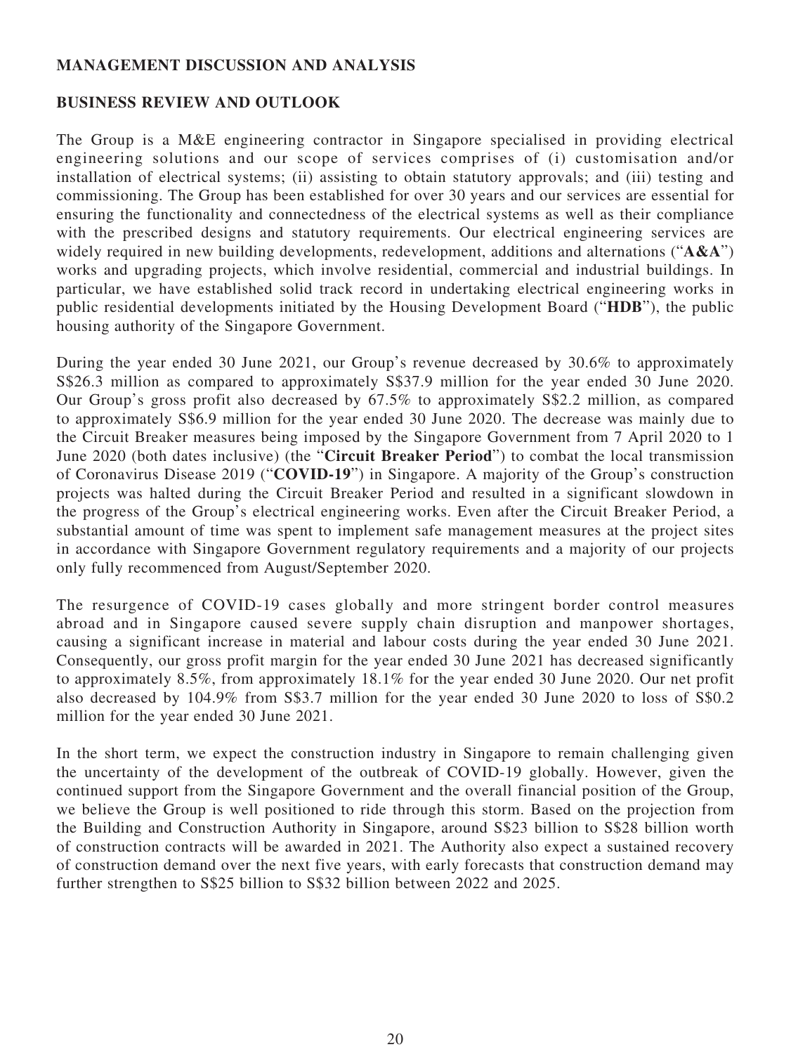## MANAGEMENT DISCUSSION AND ANALYSIS

### BUSINESS REVIEW AND OUTLOOK

The Group is a M&E engineering contractor in Singapore specialised in providing electrical engineering solutions and our scope of services comprises of (i) customisation and/or installation of electrical systems; (ii) assisting to obtain statutory approvals; and (iii) testing and commissioning. The Group has been established for over 30 years and our services are essential for ensuring the functionality and connectedness of the electrical systems as well as their compliance with the prescribed designs and statutory requirements. Our electrical engineering services are widely required in new building developments, redevelopment, additions and alternations ("**A&A**") works and upgrading projects, which involve residential, commercial and industrial buildings. In particular, we have established solid track record in undertaking electrical engineering works in public residential developments initiated by the Housing Development Board ("**HDB**"), the public housing authority of the Singapore Government.

During the year ended 30 June 2021, our Group's revenue decreased by 30.6% to approximately S$26.3 million as compared to approximately S$37.9 million for the year ended 30 June 2020. Our Group's gross profit also decreased by 67.5% to approximately S$2.2 million, as compared to approximately S$6.9 million for the year ended 30 June 2020. The decrease was mainly due to the Circuit Breaker measures being imposed by the Singapore Government from 7 April 2020 to 1 June 2020 (both dates inclusive) (the "**Circuit Breaker Period**") to combat the local transmission of Coronavirus Disease 2019 ("**COVID-19**") in Singapore. A majority of the Group's construction projects was halted during the Circuit Breaker Period and resulted in a significant slowdown in the progress of the Group's electrical engineering works. Even after the Circuit Breaker Period, a substantial amount of time was spent to implement safe management measures at the project sites in accordance with Singapore Government regulatory requirements and a majority of our projects only fully recommenced from August/September 2020.

The resurgence of COVID-19 cases globally and more stringent border control measures abroad and in Singapore caused severe supply chain disruption and manpower shortages, causing a significant increase in material and labour costs during the year ended 30 June 2021. Consequently, our gross profit margin for the year ended 30 June 2021 has decreased significantly to approximately 8.5%, from approximately 18.1% for the year ended 30 June 2020. Our net profit also decreased by 104.9% from S$3.7 million for the year ended 30 June 2020 to loss of S$0.2 million for the year ended 30 June 2021.

In the short term, we expect the construction industry in Singapore to remain challenging given the uncertainty of the development of the outbreak of COVID-19 globally. However, given the continued support from the Singapore Government and the overall financial position of the Group, we believe the Group is well positioned to ride through this storm. Based on the projection from the Building and Construction Authority in Singapore, around S$23 billion to S$28 billion worth of construction contracts will be awarded in 2021. The Authority also expect a sustained recovery of construction demand over the next five years, with early forecasts that construction demand may further strengthen to S$25 billion to S$32 billion between 2022 and 2025.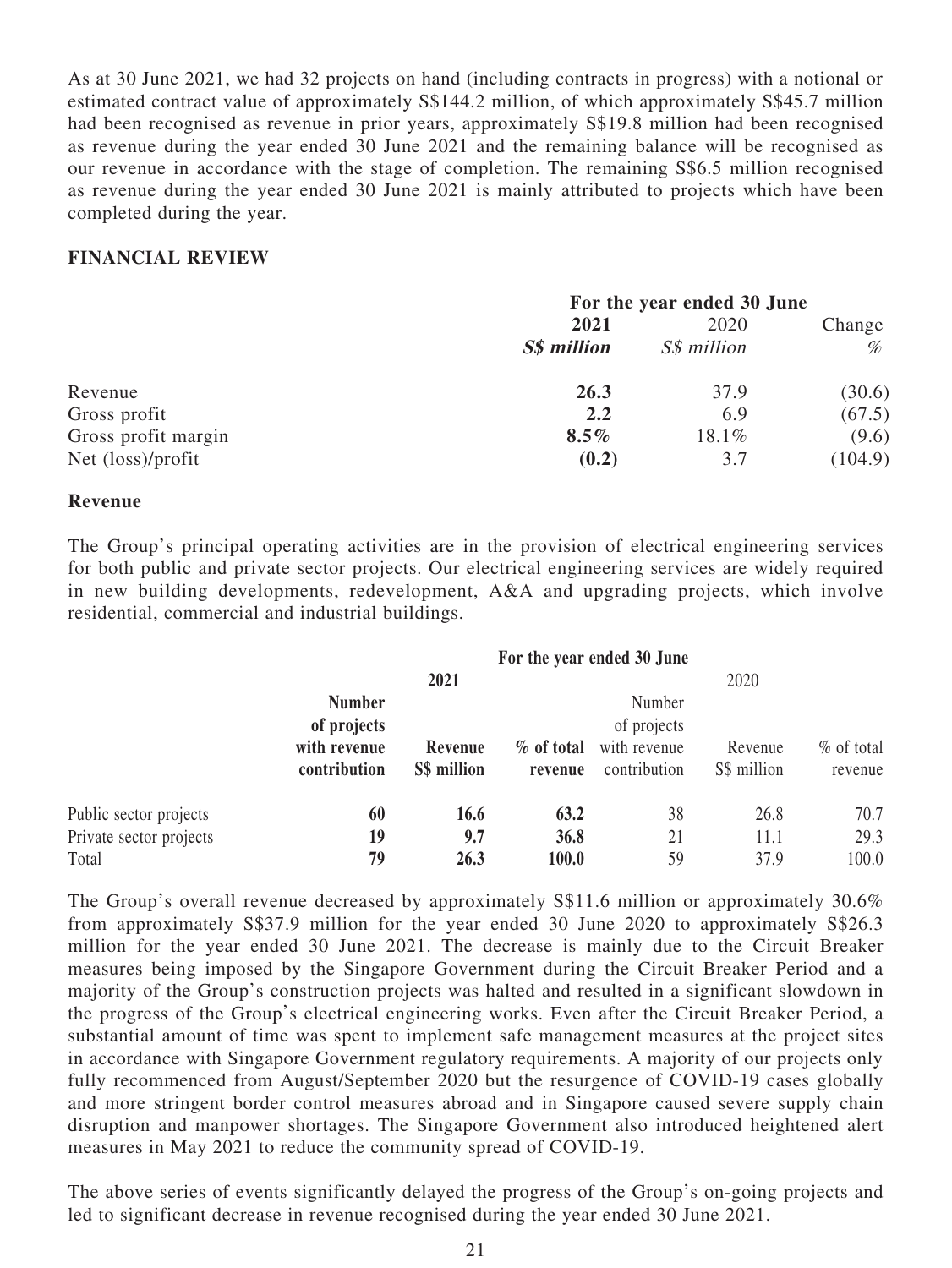As at 30 June 2021, we had 32 projects on hand (including contracts in progress) with a notional or estimated contract value of approximately S$144.2 million, of which approximately S$45.7 million had been recognised as revenue in prior years, approximately S$19.8 million had been recognised as revenue during the year ended 30 June 2021 and the remaining balance will be recognised as our revenue in accordance with the stage of completion. The remaining S$6.5 million recognised as revenue during the year ended 30 June 2021 is mainly attributed to projects which have been completed during the year.

## FINANCIAL REVIEW

| | For the year ended 30 June | | |
|---|---|---|---|
| | **2021** | 2020 | Change |
| | ***S$ million*** | *S$ million* | *%* |
| Revenue | **26.3** | 37.9 | (30.6) |
| Gross profit | **2.2** | 6.9 | (67.5) |
| Gross profit margin | **8.5%** | 18.1% | (9.6) |
| Net (loss)/profit | **(0.2)** | 3.7 | (104.9) |

### Revenue

The Group's principal operating activities are in the provision of electrical engineering services for both public and private sector projects. Our electrical engineering services are widely required in new building developments, redevelopment, A&A and upgrading projects, which involve residential, commercial and industrial buildings.

| | For the year ended 30 June | | | | | |
|---|---|---|---|---|---|---|
| | **2021** | | | 2020 | | |
| | **Number of projects with revenue contribution** | **Revenue S$ million** | **% of total revenue** | Number of projects with revenue contribution | Revenue S$ million | % of total revenue |
| Public sector projects | **60** | **16.6** | **63.2** | 38 | 26.8 | 70.7 |
| Private sector projects | **19** | **9.7** | **36.8** | 21 | 11.1 | 29.3 |
| Total | **79** | **26.3** | **100.0** | 59 | 37.9 | 100.0 |

The Group's overall revenue decreased by approximately S$11.6 million or approximately 30.6% from approximately S$37.9 million for the year ended 30 June 2020 to approximately S$26.3 million for the year ended 30 June 2021. The decrease is mainly due to the Circuit Breaker measures being imposed by the Singapore Government during the Circuit Breaker Period and a majority of the Group's construction projects was halted and resulted in a significant slowdown in the progress of the Group's electrical engineering works. Even after the Circuit Breaker Period, a substantial amount of time was spent to implement safe management measures at the project sites in accordance with Singapore Government regulatory requirements. A majority of our projects only fully recommenced from August/September 2020 but the resurgence of COVID-19 cases globally and more stringent border control measures abroad and in Singapore caused severe supply chain disruption and manpower shortages. The Singapore Government also introduced heightened alert measures in May 2021 to reduce the community spread of COVID-19.

The above series of events significantly delayed the progress of the Group's on-going projects and led to significant decrease in revenue recognised during the year ended 30 June 2021.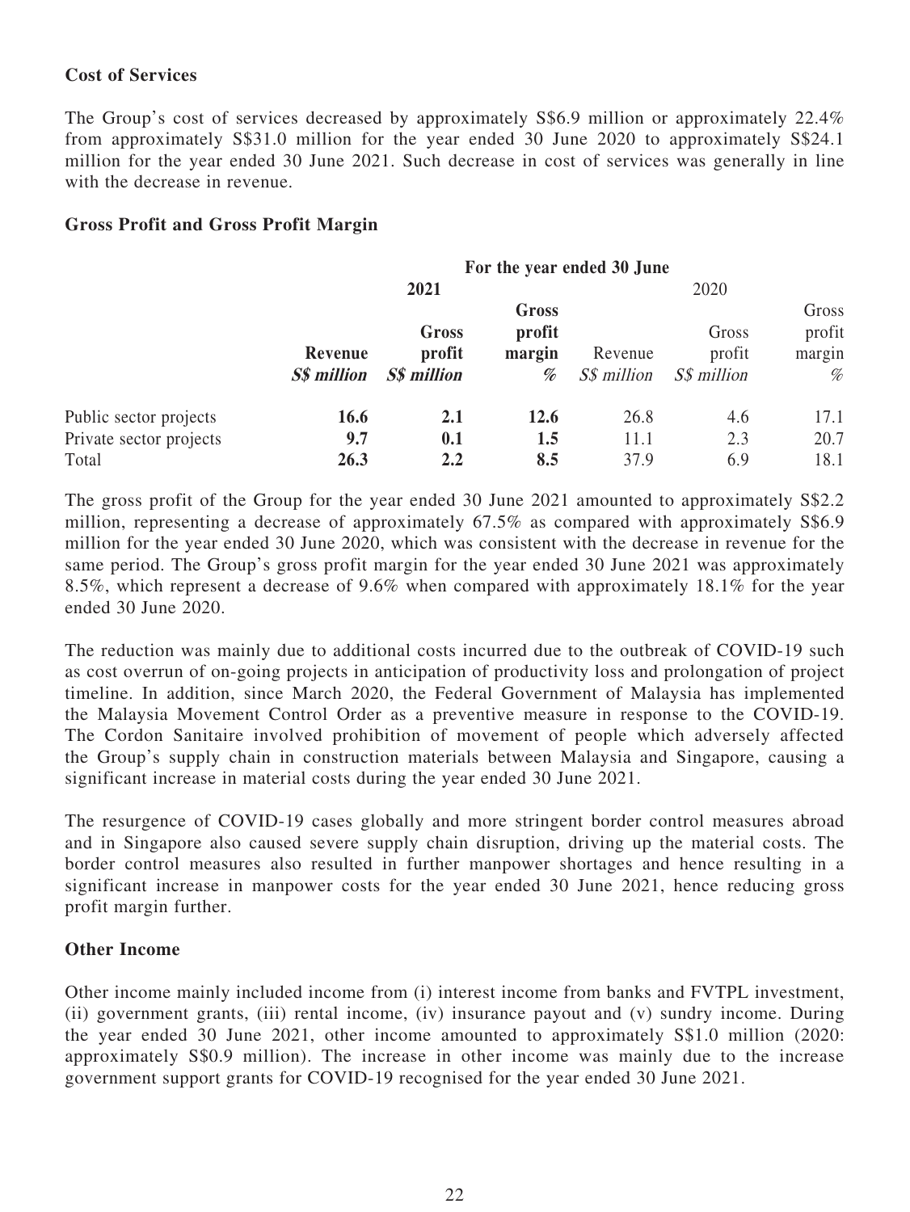**Cost of Services**

The Group's cost of services decreased by approximately S$6.9 million or approximately 22.4% from approximately S$31.0 million for the year ended 30 June 2020 to approximately S$24.1 million for the year ended 30 June 2021. Such decrease in cost of services was generally in line with the decrease in revenue.

**Gross Profit and Gross Profit Margin**

| | For the year ended 30 June | | | | | |
|---|---|---|---|---|---|---|
| | **2021** | | | 2020 | | |
| | **Revenue** | **Gross profit** | **Gross profit margin** | Revenue | Gross profit | Gross profit margin |
| | ***S$ million*** | ***S$ million*** | *%* | *S$ million* | *S$ million* | *%* |
| Public sector projects | **16.6** | **2.1** | **12.6** | 26.8 | 4.6 | 17.1 |
| Private sector projects | **9.7** | **0.1** | **1.5** | 11.1 | 2.3 | 20.7 |
| Total | **26.3** | **2.2** | **8.5** | 37.9 | 6.9 | 18.1 |

The gross profit of the Group for the year ended 30 June 2021 amounted to approximately S$2.2 million, representing a decrease of approximately 67.5% as compared with approximately S$6.9 million for the year ended 30 June 2020, which was consistent with the decrease in revenue for the same period. The Group's gross profit margin for the year ended 30 June 2021 was approximately 8.5%, which represent a decrease of 9.6% when compared with approximately 18.1% for the year ended 30 June 2020.

The reduction was mainly due to additional costs incurred due to the outbreak of COVID-19 such as cost overrun of on-going projects in anticipation of productivity loss and prolongation of project timeline. In addition, since March 2020, the Federal Government of Malaysia has implemented the Malaysia Movement Control Order as a preventive measure in response to the COVID-19. The Cordon Sanitaire involved prohibition of movement of people which adversely affected the Group's supply chain in construction materials between Malaysia and Singapore, causing a significant increase in material costs during the year ended 30 June 2021.

The resurgence of COVID-19 cases globally and more stringent border control measures abroad and in Singapore also caused severe supply chain disruption, driving up the material costs. The border control measures also resulted in further manpower shortages and hence resulting in a significant increase in manpower costs for the year ended 30 June 2021, hence reducing gross profit margin further.

**Other Income**

Other income mainly included income from (i) interest income from banks and FVTPL investment, (ii) government grants, (iii) rental income, (iv) insurance payout and (v) sundry income. During the year ended 30 June 2021, other income amounted to approximately S$1.0 million (2020: approximately S$0.9 million). The increase in other income was mainly due to the increase government support grants for COVID-19 recognised for the year ended 30 June 2021.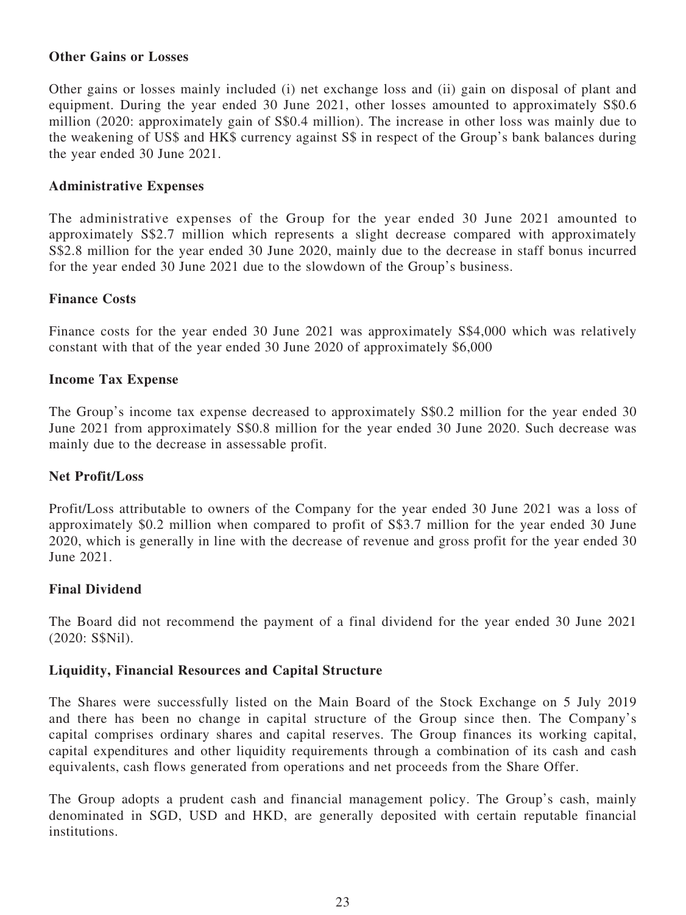**Other Gains or Losses**

Other gains or losses mainly included (i) net exchange loss and (ii) gain on disposal of plant and equipment. During the year ended 30 June 2021, other losses amounted to approximately S$0.6 million (2020: approximately gain of S$0.4 million). The increase in other loss was mainly due to the weakening of US$ and HK$ currency against S$ in respect of the Group's bank balances during the year ended 30 June 2021.

**Administrative Expenses**

The administrative expenses of the Group for the year ended 30 June 2021 amounted to approximately S$2.7 million which represents a slight decrease compared with approximately S$2.8 million for the year ended 30 June 2020, mainly due to the decrease in staff bonus incurred for the year ended 30 June 2021 due to the slowdown of the Group's business.

**Finance Costs**

Finance costs for the year ended 30 June 2021 was approximately S$4,000 which was relatively constant with that of the year ended 30 June 2020 of approximately $6,000

**Income Tax Expense**

The Group's income tax expense decreased to approximately S$0.2 million for the year ended 30 June 2021 from approximately S$0.8 million for the year ended 30 June 2020. Such decrease was mainly due to the decrease in assessable profit.

**Net Profit/Loss**

Profit/Loss attributable to owners of the Company for the year ended 30 June 2021 was a loss of approximately $0.2 million when compared to profit of S$3.7 million for the year ended 30 June 2020, which is generally in line with the decrease of revenue and gross profit for the year ended 30 June 2021.

**Final Dividend**

The Board did not recommend the payment of a final dividend for the year ended 30 June 2021 (2020: S$Nil).

**Liquidity, Financial Resources and Capital Structure**

The Shares were successfully listed on the Main Board of the Stock Exchange on 5 July 2019 and there has been no change in capital structure of the Group since then. The Company's capital comprises ordinary shares and capital reserves. The Group finances its working capital, capital expenditures and other liquidity requirements through a combination of its cash and cash equivalents, cash flows generated from operations and net proceeds from the Share Offer.

The Group adopts a prudent cash and financial management policy. The Group's cash, mainly denominated in SGD, USD and HKD, are generally deposited with certain reputable financial institutions.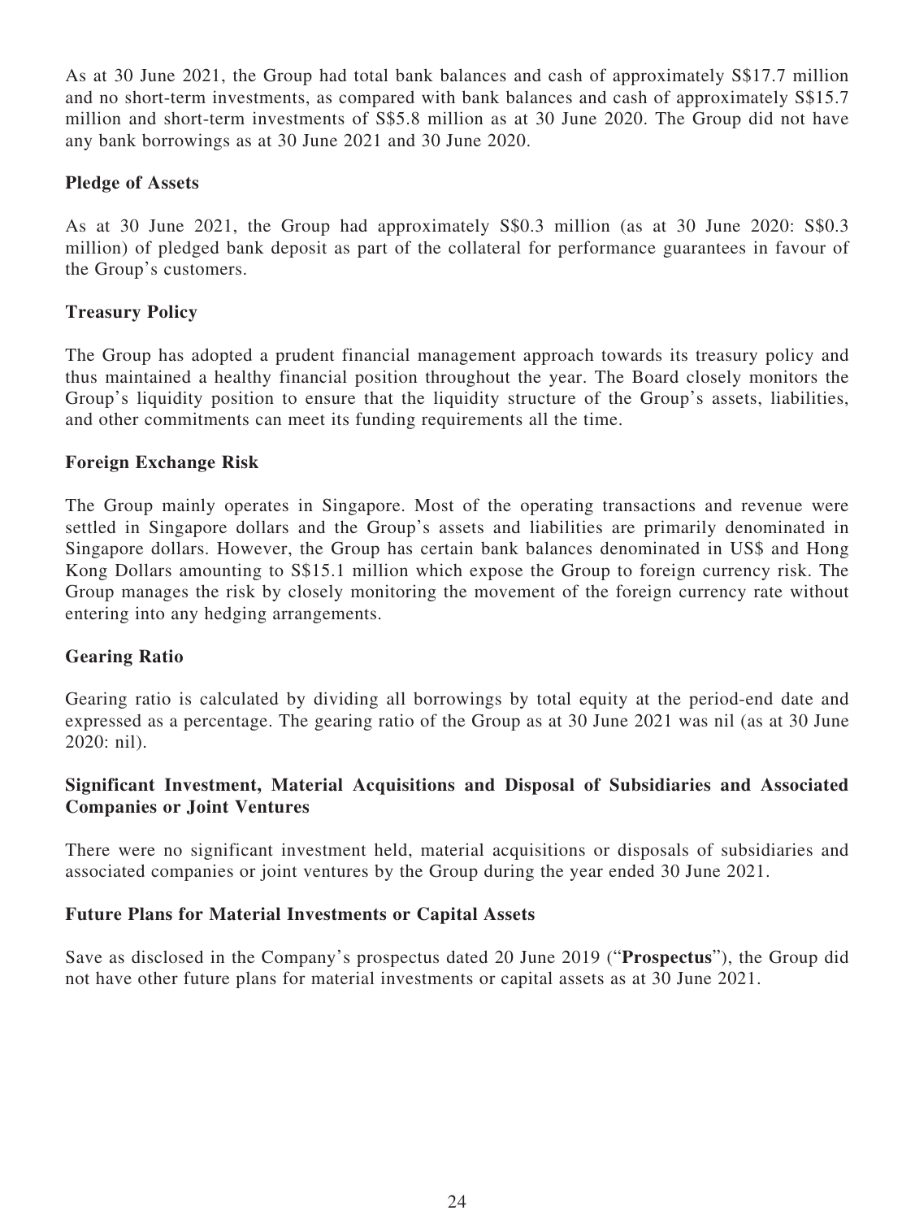As at 30 June 2021, the Group had total bank balances and cash of approximately S$17.7 million and no short-term investments, as compared with bank balances and cash of approximately S$15.7 million and short-term investments of S$5.8 million as at 30 June 2020. The Group did not have any bank borrowings as at 30 June 2021 and 30 June 2020.

**Pledge of Assets**

As at 30 June 2021, the Group had approximately S$0.3 million (as at 30 June 2020: S$0.3 million) of pledged bank deposit as part of the collateral for performance guarantees in favour of the Group's customers.

**Treasury Policy**

The Group has adopted a prudent financial management approach towards its treasury policy and thus maintained a healthy financial position throughout the year. The Board closely monitors the Group's liquidity position to ensure that the liquidity structure of the Group's assets, liabilities, and other commitments can meet its funding requirements all the time.

**Foreign Exchange Risk**

The Group mainly operates in Singapore. Most of the operating transactions and revenue were settled in Singapore dollars and the Group's assets and liabilities are primarily denominated in Singapore dollars. However, the Group has certain bank balances denominated in US$ and Hong Kong Dollars amounting to S$15.1 million which expose the Group to foreign currency risk. The Group manages the risk by closely monitoring the movement of the foreign currency rate without entering into any hedging arrangements.

**Gearing Ratio**

Gearing ratio is calculated by dividing all borrowings by total equity at the period-end date and expressed as a percentage. The gearing ratio of the Group as at 30 June 2021 was nil (as at 30 June 2020: nil).

**Significant Investment, Material Acquisitions and Disposal of Subsidiaries and Associated Companies or Joint Ventures**

There were no significant investment held, material acquisitions or disposals of subsidiaries and associated companies or joint ventures by the Group during the year ended 30 June 2021.

**Future Plans for Material Investments or Capital Assets**

Save as disclosed in the Company's prospectus dated 20 June 2019 ("**Prospectus**"), the Group did not have other future plans for material investments or capital assets as at 30 June 2021.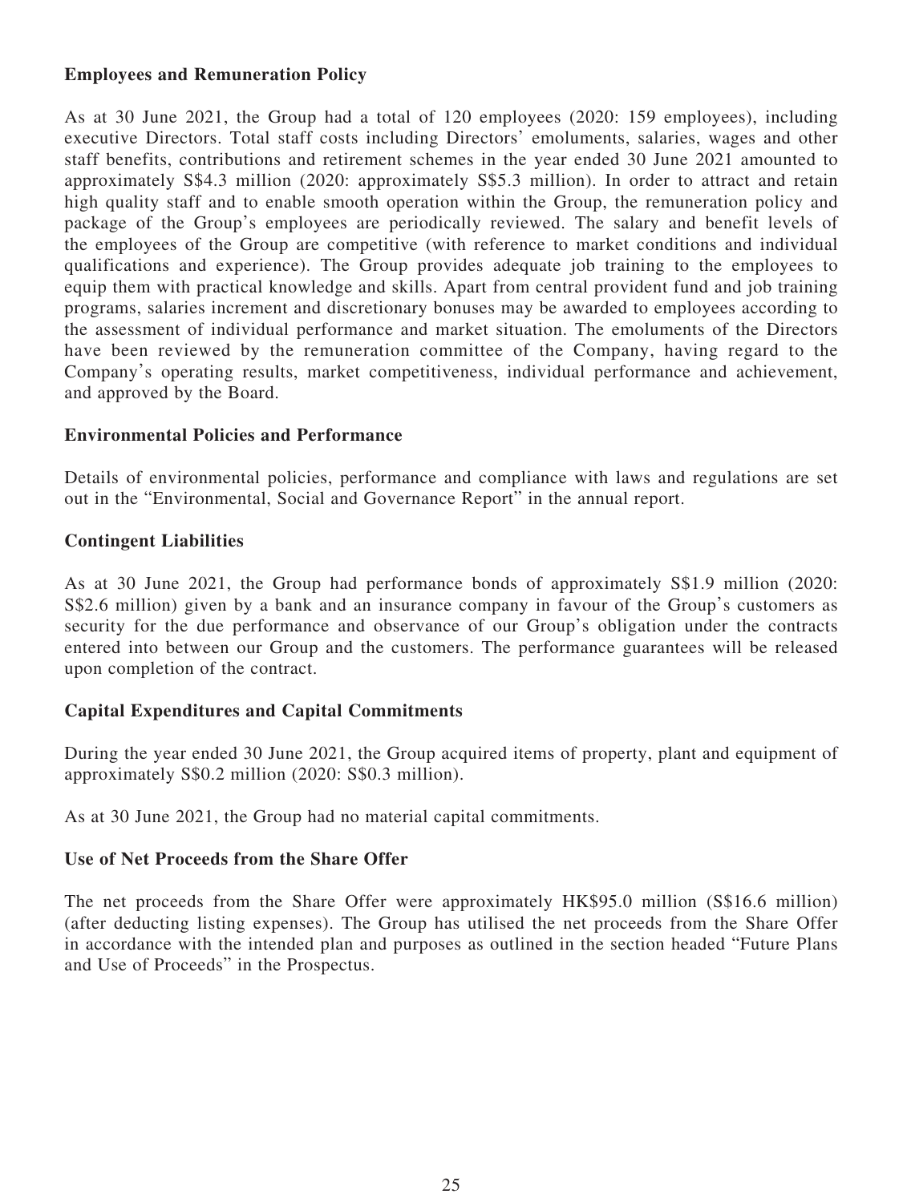**Employees and Remuneration Policy**

As at 30 June 2021, the Group had a total of 120 employees (2020: 159 employees), including executive Directors. Total staff costs including Directors' emoluments, salaries, wages and other staff benefits, contributions and retirement schemes in the year ended 30 June 2021 amounted to approximately S$4.3 million (2020: approximately S$5.3 million). In order to attract and retain high quality staff and to enable smooth operation within the Group, the remuneration policy and package of the Group's employees are periodically reviewed. The salary and benefit levels of the employees of the Group are competitive (with reference to market conditions and individual qualifications and experience). The Group provides adequate job training to the employees to equip them with practical knowledge and skills. Apart from central provident fund and job training programs, salaries increment and discretionary bonuses may be awarded to employees according to the assessment of individual performance and market situation. The emoluments of the Directors have been reviewed by the remuneration committee of the Company, having regard to the Company's operating results, market competitiveness, individual performance and achievement, and approved by the Board.

**Environmental Policies and Performance**

Details of environmental policies, performance and compliance with laws and regulations are set out in the "Environmental, Social and Governance Report" in the annual report.

**Contingent Liabilities**

As at 30 June 2021, the Group had performance bonds of approximately S$1.9 million (2020: S$2.6 million) given by a bank and an insurance company in favour of the Group's customers as security for the due performance and observance of our Group's obligation under the contracts entered into between our Group and the customers. The performance guarantees will be released upon completion of the contract.

**Capital Expenditures and Capital Commitments**

During the year ended 30 June 2021, the Group acquired items of property, plant and equipment of approximately S$0.2 million (2020: S$0.3 million).

As at 30 June 2021, the Group had no material capital commitments.

**Use of Net Proceeds from the Share Offer**

The net proceeds from the Share Offer were approximately HK$95.0 million (S$16.6 million) (after deducting listing expenses). The Group has utilised the net proceeds from the Share Offer in accordance with the intended plan and purposes as outlined in the section headed "Future Plans and Use of Proceeds" in the Prospectus.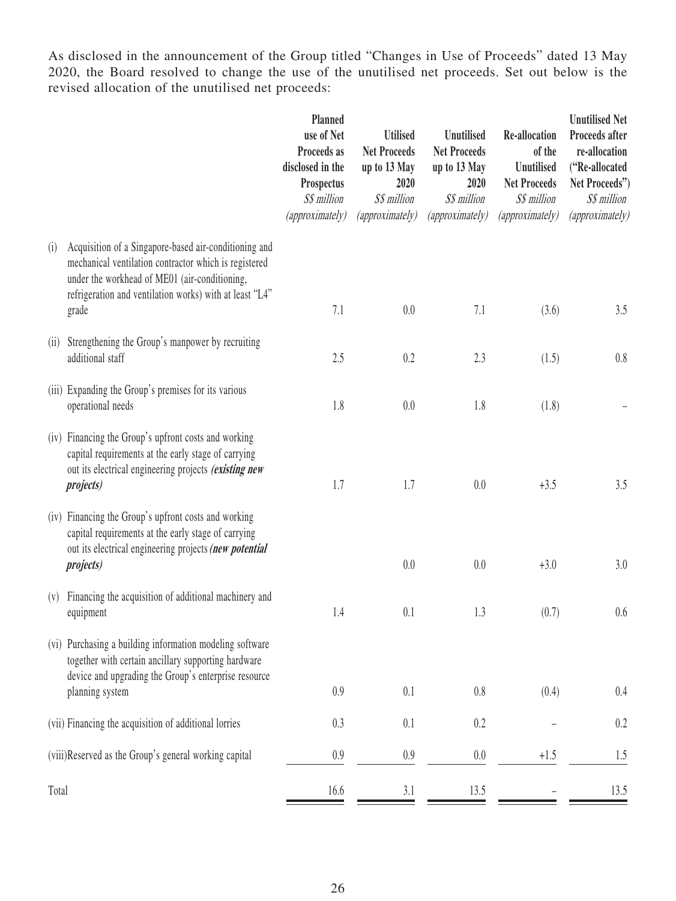As disclosed in the announcement of the Group titled "Changes in Use of Proceeds" dated 13 May 2020, the Board resolved to change the use of the unutilised net proceeds. Set out below is the revised allocation of the unutilised net proceeds:

| | Planned use of Net Proceeds as disclosed in the Prospectus *S$ million (approximately)* | Utilised Net Proceeds up to 13 May 2020 *S$ million (approximately)* | Unutilised Net Proceeds up to 13 May 2020 *S$ million (approximately)* | Re-allocation of the Unutilised Net Proceeds *S$ million (approximately)* | Unutilised Net Proceeds after re-allocation ("Re-allocated Net Proceeds") *S$ million (approximately)* |
|---|---|---|---|---|---|
| (i) Acquisition of a Singapore-based air-conditioning and mechanical ventilation contractor which is registered under the workhead of ME01 (air-conditioning, refrigeration and ventilation works) with at least "L4" grade | 7.1 | 0.0 | 7.1 | (3.6) | 3.5 |
| (ii) Strengthening the Group's manpower by recruiting additional staff | 2.5 | 0.2 | 2.3 | (1.5) | 0.8 |
| (iii) Expanding the Group's premises for its various operational needs | 1.8 | 0.0 | 1.8 | (1.8) | – |
| (iv) Financing the Group's upfront costs and working capital requirements at the early stage of carrying out its electrical engineering projects ***(existing new projects)*** | 1.7 | 1.7 | 0.0 | +3.5 | 3.5 |
| (iv) Financing the Group's upfront costs and working capital requirements at the early stage of carrying out its electrical engineering projects ***(new potential projects)*** | | 0.0 | 0.0 | +3.0 | 3.0 |
| (v) Financing the acquisition of additional machinery and equipment | 1.4 | 0.1 | 1.3 | (0.7) | 0.6 |
| (vi) Purchasing a building information modeling software together with certain ancillary supporting hardware device and upgrading the Group's enterprise resource planning system | 0.9 | 0.1 | 0.8 | (0.4) | 0.4 |
| (vii) Financing the acquisition of additional lorries | 0.3 | 0.1 | 0.2 | – | 0.2 |
| (viii) Reserved as the Group's general working capital | 0.9 | 0.9 | 0.0 | +1.5 | 1.5 |
| Total | 16.6 | 3.1 | 13.5 | – | 13.5 |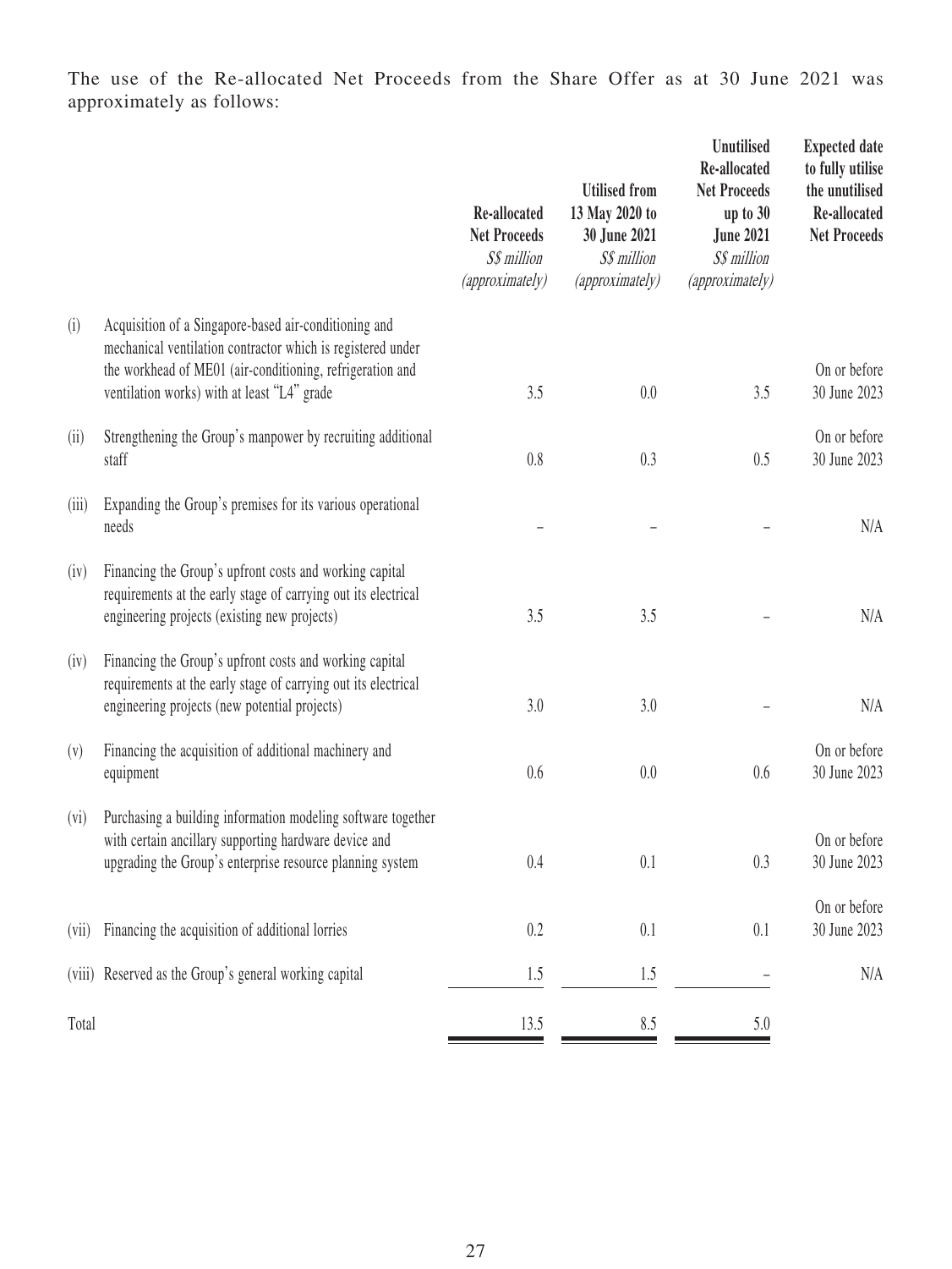The use of the Re-allocated Net Proceeds from the Share Offer as at 30 June 2021 was approximately as follows:

| | | Re-allocated Net Proceeds<br>*S$ million*<br>*(approximately)* | Utilised from 13 May 2020 to 30 June 2021<br>*S$ million*<br>*(approximately)* | Unutilised Re-allocated Net Proceeds up to 30 June 2021<br>*S$ million*<br>*(approximately)* | Expected date to fully utilise the unutilised Re-allocated Net Proceeds |
|---|---|---|---|---|---|
| (i) | Acquisition of a Singapore-based air-conditioning and mechanical ventilation contractor which is registered under the workhead of ME01 (air-conditioning, refrigeration and ventilation works) with at least "L4" grade | 3.5 | 0.0 | 3.5 | On or before 30 June 2023 |
| (ii) | Strengthening the Group's manpower by recruiting additional staff | 0.8 | 0.3 | 0.5 | On or before 30 June 2023 |
| (iii) | Expanding the Group's premises for its various operational needs | – | – | – | N/A |
| (iv) | Financing the Group's upfront costs and working capital requirements at the early stage of carrying out its electrical engineering projects (existing new projects) | 3.5 | 3.5 | – | N/A |
| (iv) | Financing the Group's upfront costs and working capital requirements at the early stage of carrying out its electrical engineering projects (new potential projects) | 3.0 | 3.0 | – | N/A |
| (v) | Financing the acquisition of additional machinery and equipment | 0.6 | 0.0 | 0.6 | On or before 30 June 2023 |
| (vi) | Purchasing a building information modeling software together with certain ancillary supporting hardware device and upgrading the Group's enterprise resource planning system | 0.4 | 0.1 | 0.3 | On or before 30 June 2023 |
| (vii) | Financing the acquisition of additional lorries | 0.2 | 0.1 | 0.1 | On or before 30 June 2023 |
| (viii) | Reserved as the Group's general working capital | 1.5 | 1.5 | – | N/A |
| Total | | 13.5 | 8.5 | 5.0 | |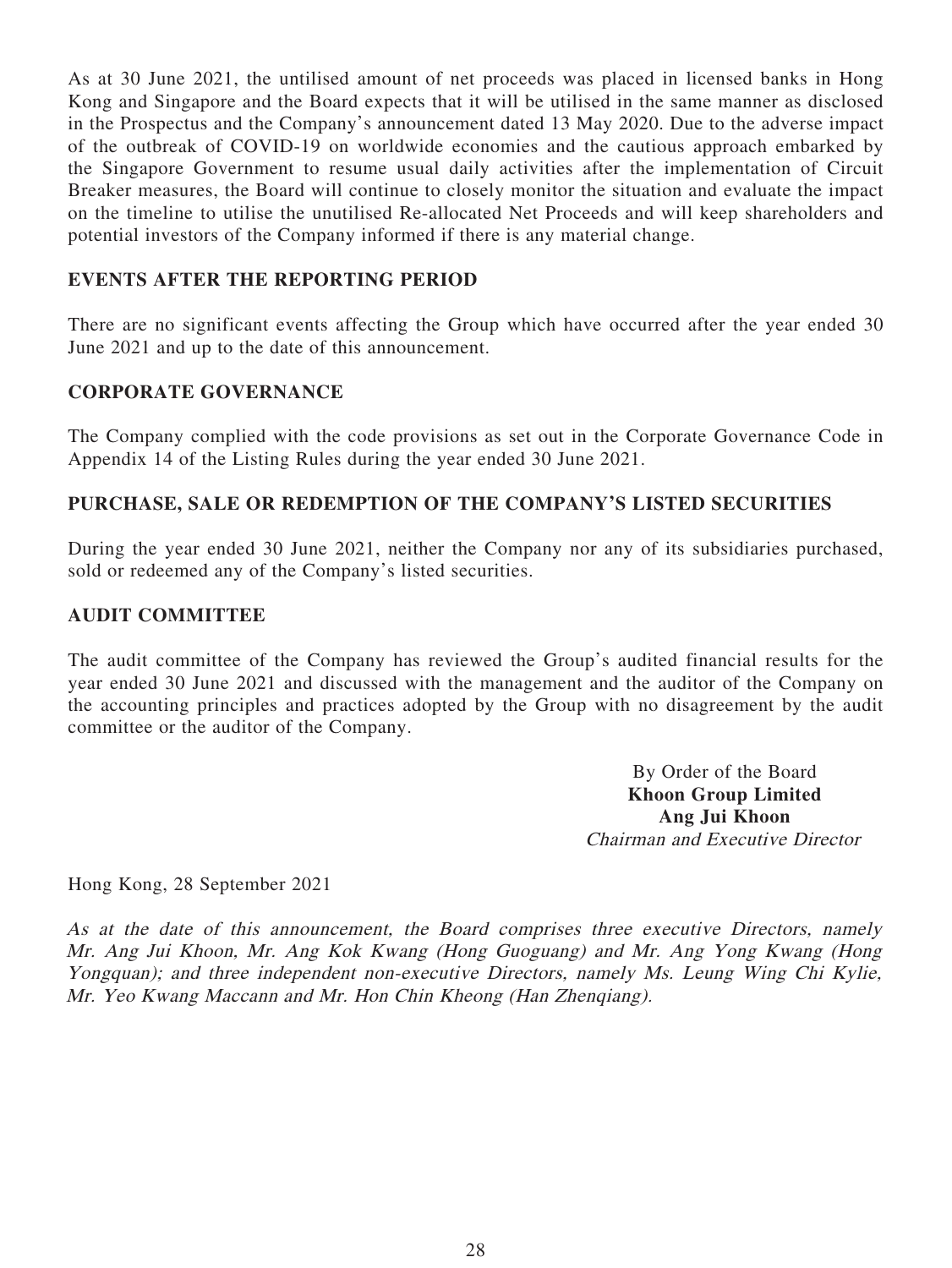As at 30 June 2021, the untilised amount of net proceeds was placed in licensed banks in Hong Kong and Singapore and the Board expects that it will be utilised in the same manner as disclosed in the Prospectus and the Company's announcement dated 13 May 2020. Due to the adverse impact of the outbreak of COVID-19 on worldwide economies and the cautious approach embarked by the Singapore Government to resume usual daily activities after the implementation of Circuit Breaker measures, the Board will continue to closely monitor the situation and evaluate the impact on the timeline to utilise the unutilised Re-allocated Net Proceeds and will keep shareholders and potential investors of the Company informed if there is any material change.

## EVENTS AFTER THE REPORTING PERIOD

There are no significant events affecting the Group which have occurred after the year ended 30 June 2021 and up to the date of this announcement.

## CORPORATE GOVERNANCE

The Company complied with the code provisions as set out in the Corporate Governance Code in Appendix 14 of the Listing Rules during the year ended 30 June 2021.

## PURCHASE, SALE OR REDEMPTION OF THE COMPANY'S LISTED SECURITIES

During the year ended 30 June 2021, neither the Company nor any of its subsidiaries purchased, sold or redeemed any of the Company's listed securities.

## AUDIT COMMITTEE

The audit committee of the Company has reviewed the Group's audited financial results for the year ended 30 June 2021 and discussed with the management and the auditor of the Company on the accounting principles and practices adopted by the Group with no disagreement by the audit committee or the auditor of the Company.

By Order of the Board
**Khoon Group Limited**
**Ang Jui Khoon**
*Chairman and Executive Director*

Hong Kong, 28 September 2021

*As at the date of this announcement, the Board comprises three executive Directors, namely Mr. Ang Jui Khoon, Mr. Ang Kok Kwang (Hong Guoguang) and Mr. Ang Yong Kwang (Hong Yongquan); and three independent non-executive Directors, namely Ms. Leung Wing Chi Kylie, Mr. Yeo Kwang Maccann and Mr. Hon Chin Kheong (Han Zhenqiang).*